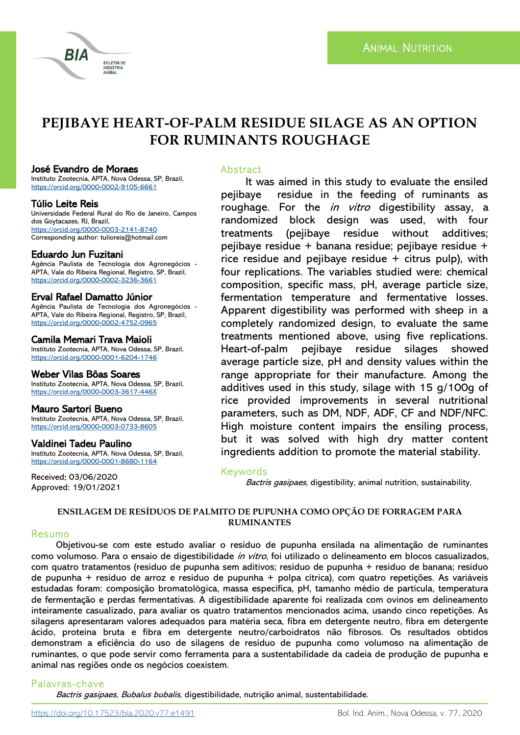ANIMAL NUTRITION

# PEJIBAYE HEART-OF-PALM RESIDUE SILAGE AS AN OPTION FOR RUMINANTS ROUGHAGE

**José Evandro de Moraes**
Instituto Zootecnia, APTA, Nova Odessa, SP, Brazil,
https://orcid.org/0000-0002-9105-6661

**Túlio Leite Reis**
Universidade Federal Rural do Rio de Janeiro, Campos dos Goytacazes, RJ, Brazil,
https://orcid.org/0000-0003-2141-8740
Corresponding author: tulioreis@hotmail.com

**Eduardo Jun Fuzitani**
Agência Paulista de Tecnologia dos Agronegócios - APTA, Vale do Ribeira Regional, Registro, SP, Brazil,
https://orcid.org/0000-0002-3236-3661

**Erval Rafael Damatto Júnior**
Agência Paulista de Tecnologia dos Agronegócios - APTA, Vale do Ribeira Regional, Registro, SP, Brazil,
https://orcid.org/0000-0002-4752-0965

**Camila Memari Trava Maioli**
Instituto Zootecnia, APTA, Nova Odessa, SP, Brazil,
https://orcid.org/0000-0001-6204-1746

**Weber Vilas Bôas Soares**
Instituto Zootecnia, APTA, Nova Odessa, SP, Brazil,
https://orcid.org/0000-0003-3617-446X

**Mauro Sartori Bueno**
Instituto Zootecnia, APTA, Nova Odessa, SP, Brazil,
https://orcid.org/0000-0003-0733-8605

**Valdinei Tadeu Paulino**
Instituto Zootecnia, APTA, Nova Odessa, SP, Brazil,
https://orcid.org/0000-0001-8680-1164

Received: 03/06/2020
Approved: 19/01/2021

## Abstract

It was aimed in this study to evaluate the ensiled pejibaye residue in the feeding of ruminants as roughage. For the *in vitro* digestibility assay, a randomized block design was used, with four treatments (pejibaye residue without additives; pejibaye residue + banana residue; pejibaye residue + rice residue and pejibaye residue + citrus pulp), with four replications. The variables studied were: chemical composition, specific mass, pH, average particle size, fermentation temperature and fermentative losses. Apparent digestibility was performed with sheep in a completely randomized design, to evaluate the same treatments mentioned above, using five replications. Heart-of-palm pejibaye residue silages showed average particle size, pH and density values within the range appropriate for their manufacture. Among the additives used in this study, silage with 15 g/100g of rice provided improvements in several nutritional parameters, such as DM, NDF, ADF, CF and NDF/NFC. High moisture content impairs the ensiling process, but it was solved with high dry matter content ingredients addition to promote the material stability.

## Keywords

*Bactris gasipaes,* digestibility, animal nutrition, sustainability.

## ENSILAGEM DE RESÍDUOS DE PALMITO DE PUPUNHA COMO OPÇÃO DE FORRAGEM PARA RUMINANTES

## Resumo

Objetivou-se com este estudo avaliar o resíduo de pupunha ensilada na alimentação de ruminantes como volumoso. Para o ensaio de digestibilidade *in vitro*, foi utilizado o delineamento em blocos casualizados, com quatro tratamentos (resíduo de pupunha sem aditivos; resíduo de pupunha + resíduo de banana; resíduo de pupunha + resíduo de arroz e resíduo de pupunha + polpa cítrica), com quatro repetições. As variáveis estudadas foram: composição bromatológica, massa específica, pH, tamanho médio de partícula, temperatura de fermentação e perdas fermentativas. A digestibilidade aparente foi realizada com ovinos em delineamento inteiramente casualizado, para avaliar os quatro tratamentos mencionados acima, usando cinco repetições. As silagens apresentaram valores adequados para matéria seca, fibra em detergente neutro, fibra em detergente ácido, proteína bruta e fibra em detergente neutro/carboidratos não fibrosos. Os resultados obtidos demonstram a eficiência do uso de silagens de resíduo de pupunha como volumoso na alimentação de ruminantes, o que pode servir como ferramenta para a sustentabilidade da cadeia de produção de pupunha e animal nas regiões onde os negócios coexistem.

## Palavras-chave

*Bactris gasipaes*, *Bubalus bubalis*, digestibilidade, nutrição animal, sustentabilidade.

https://doi.org/10.17523/bia.2020.v77.e1491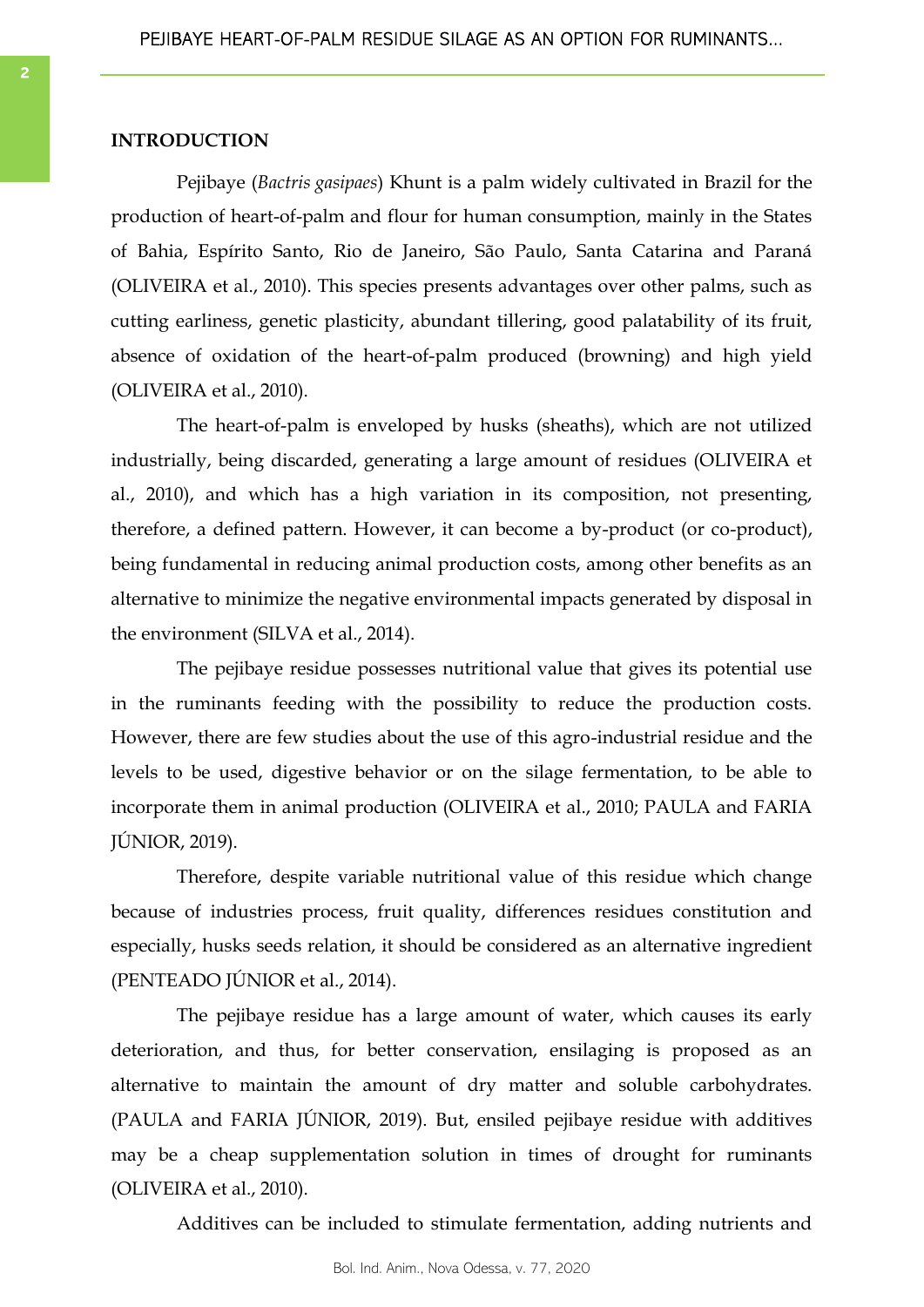## INTRODUCTION

Pejibaye (*Bactris gasipaes*) Khunt is a palm widely cultivated in Brazil for the production of heart-of-palm and flour for human consumption, mainly in the States of Bahia, Espírito Santo, Rio de Janeiro, São Paulo, Santa Catarina and Paraná (OLIVEIRA et al., 2010). This species presents advantages over other palms, such as cutting earliness, genetic plasticity, abundant tillering, good palatability of its fruit, absence of oxidation of the heart-of-palm produced (browning) and high yield (OLIVEIRA et al., 2010).

The heart-of-palm is enveloped by husks (sheaths), which are not utilized industrially, being discarded, generating a large amount of residues (OLIVEIRA et al., 2010), and which has a high variation in its composition, not presenting, therefore, a defined pattern. However, it can become a by-product (or co-product), being fundamental in reducing animal production costs, among other benefits as an alternative to minimize the negative environmental impacts generated by disposal in the environment (SILVA et al., 2014).

The pejibaye residue possesses nutritional value that gives its potential use in the ruminants feeding with the possibility to reduce the production costs. However, there are few studies about the use of this agro-industrial residue and the levels to be used, digestive behavior or on the silage fermentation, to be able to incorporate them in animal production (OLIVEIRA et al., 2010; PAULA and FARIA JÚNIOR, 2019).

Therefore, despite variable nutritional value of this residue which change because of industries process, fruit quality, differences residues constitution and especially, husks seeds relation, it should be considered as an alternative ingredient (PENTEADO JÚNIOR et al., 2014).

The pejibaye residue has a large amount of water, which causes its early deterioration, and thus, for better conservation, ensilaging is proposed as an alternative to maintain the amount of dry matter and soluble carbohydrates. (PAULA and FARIA JÚNIOR, 2019). But, ensiled pejibaye residue with additives may be a cheap supplementation solution in times of drought for ruminants (OLIVEIRA et al., 2010).

Additives can be included to stimulate fermentation, adding nutrients and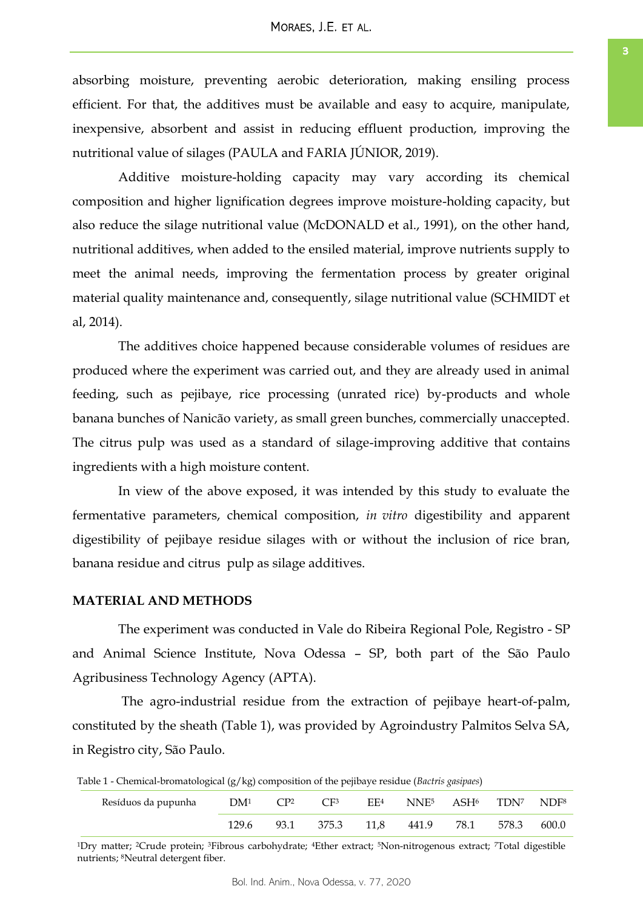absorbing moisture, preventing aerobic deterioration, making ensiling process efficient. For that, the additives must be available and easy to acquire, manipulate, inexpensive, absorbent and assist in reducing effluent production, improving the nutritional value of silages (PAULA and FARIA JÚNIOR, 2019).

Additive moisture-holding capacity may vary according its chemical composition and higher lignification degrees improve moisture-holding capacity, but also reduce the silage nutritional value (McDONALD et al., 1991), on the other hand, nutritional additives, when added to the ensiled material, improve nutrients supply to meet the animal needs, improving the fermentation process by greater original material quality maintenance and, consequently, silage nutritional value (SCHMIDT et al, 2014).

The additives choice happened because considerable volumes of residues are produced where the experiment was carried out, and they are already used in animal feeding, such as pejibaye, rice processing (unrated rice) by-products and whole banana bunches of Nanicão variety, as small green bunches, commercially unaccepted. The citrus pulp was used as a standard of silage-improving additive that contains ingredients with a high moisture content.

In view of the above exposed, it was intended by this study to evaluate the fermentative parameters, chemical composition, *in vitro* digestibility and apparent digestibility of pejibaye residue silages with or without the inclusion of rice bran, banana residue and citrus pulp as silage additives.

## MATERIAL AND METHODS

The experiment was conducted in Vale do Ribeira Regional Pole, Registro - SP and Animal Science Institute, Nova Odessa – SP, both part of the São Paulo Agribusiness Technology Agency (APTA).

The agro-industrial residue from the extraction of pejibaye heart-of-palm, constituted by the sheath (Table 1), was provided by Agroindustry Palmitos Selva SA, in Registro city, São Paulo.

Table 1 - Chemical-bromatological (g/kg) composition of the pejibaye residue (*Bactris gasipaes*)

| Resíduos da pupunha | DM[1] | CP[2] | CF[3] | EE[4] | NNE[5] | ASH[6] | TDN[7] | NDF[8] |
|---|---|---|---|---|---|---|---|---|
| | 129.6 | 93.1 | 375.3 | 11,8 | 441.9 | 78.1 | 578.3 | 600.0 |

[1]Dry matter; [2]Crude protein; [3]Fibrous carbohydrate; [4]Ether extract; [5]Non-nitrogenous extract; [7]Total digestible nutrients; [8]Neutral detergent fiber.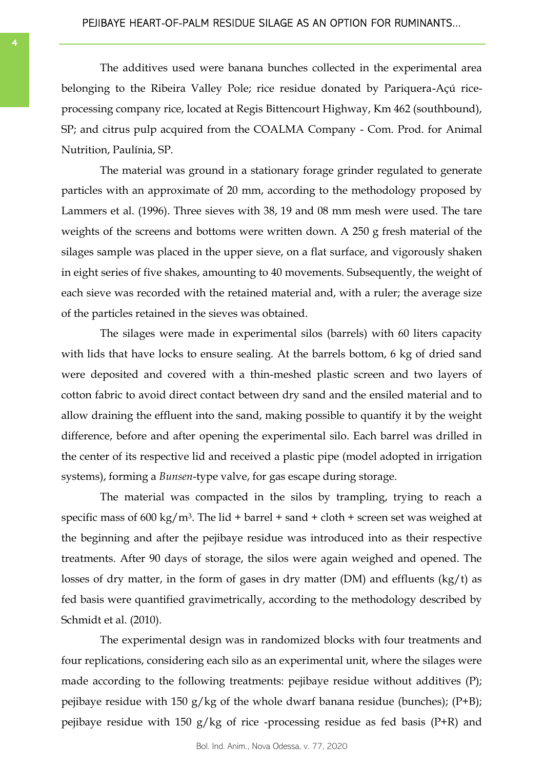The additives used were banana bunches collected in the experimental area belonging to the Ribeira Valley Pole; rice residue donated by Pariquera-Açú rice-processing company rice, located at Regis Bittencourt Highway, Km 462 (southbound), SP; and citrus pulp acquired from the COALMA Company - Com. Prod. for Animal Nutrition, Paulínia, SP.

The material was ground in a stationary forage grinder regulated to generate particles with an approximate of 20 mm, according to the methodology proposed by Lammers et al. (1996). Three sieves with 38, 19 and 08 mm mesh were used. The tare weights of the screens and bottoms were written down. A 250 g fresh material of the silages sample was placed in the upper sieve, on a flat surface, and vigorously shaken in eight series of five shakes, amounting to 40 movements. Subsequently, the weight of each sieve was recorded with the retained material and, with a ruler; the average size of the particles retained in the sieves was obtained.

The silages were made in experimental silos (barrels) with 60 liters capacity with lids that have locks to ensure sealing. At the barrels bottom, 6 kg of dried sand were deposited and covered with a thin-meshed plastic screen and two layers of cotton fabric to avoid direct contact between dry sand and the ensiled material and to allow draining the effluent into the sand, making possible to quantify it by the weight difference, before and after opening the experimental silo. Each barrel was drilled in the center of its respective lid and received a plastic pipe (model adopted in irrigation systems), forming a *Bunsen*-type valve, for gas escape during storage.

The material was compacted in the silos by trampling, trying to reach a specific mass of 600 $kg/m^3$. The lid + barrel + sand + cloth + screen set was weighed at the beginning and after the pejibaye residue was introduced into as their respective treatments. After 90 days of storage, the silos were again weighed and opened. The losses of dry matter, in the form of gases in dry matter (DM) and effluents (kg/t) as fed basis were quantified gravimetrically, according to the methodology described by Schmidt et al. (2010).

The experimental design was in randomized blocks with four treatments and four replications, considering each silo as an experimental unit, where the silages were made according to the following treatments: pejibaye residue without additives (P); pejibaye residue with 150 g/kg of the whole dwarf banana residue (bunches); (P+B); pejibaye residue with 150 g/kg of rice -processing residue as fed basis (P+R) and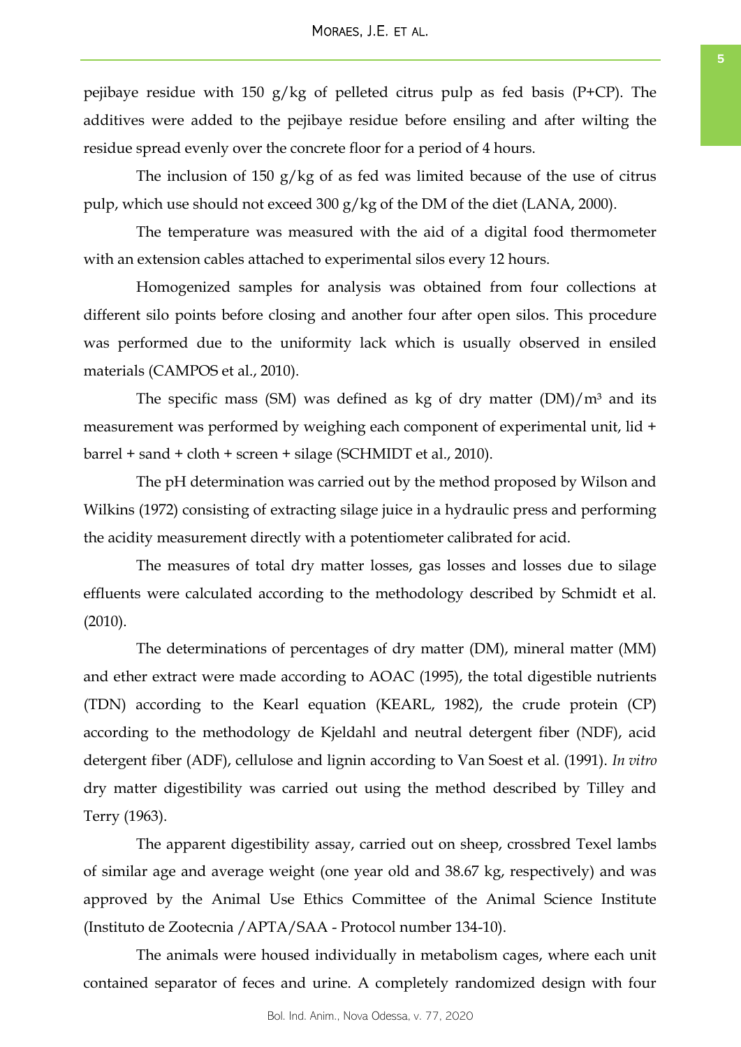pejibaye residue with 150 g/kg of pelleted citrus pulp as fed basis (P+CP). The additives were added to the pejibaye residue before ensiling and after wilting the residue spread evenly over the concrete floor for a period of 4 hours.

The inclusion of 150 g/kg of as fed was limited because of the use of citrus pulp, which use should not exceed 300 g/kg of the DM of the diet (LANA, 2000).

The temperature was measured with the aid of a digital food thermometer with an extension cables attached to experimental silos every 12 hours.

Homogenized samples for analysis was obtained from four collections at different silo points before closing and another four after open silos. This procedure was performed due to the uniformity lack which is usually observed in ensiled materials (CAMPOS et al., 2010).

The specific mass (SM) was defined as kg of dry matter (DM)/$m^3$ and its measurement was performed by weighing each component of experimental unit, lid + barrel + sand + cloth + screen + silage (SCHMIDT et al., 2010).

The pH determination was carried out by the method proposed by Wilson and Wilkins (1972) consisting of extracting silage juice in a hydraulic press and performing the acidity measurement directly with a potentiometer calibrated for acid.

The measures of total dry matter losses, gas losses and losses due to silage effluents were calculated according to the methodology described by Schmidt et al. (2010).

The determinations of percentages of dry matter (DM), mineral matter (MM) and ether extract were made according to AOAC (1995), the total digestible nutrients (TDN) according to the Kearl equation (KEARL, 1982), the crude protein (CP) according to the methodology de Kjeldahl and neutral detergent fiber (NDF), acid detergent fiber (ADF), cellulose and lignin according to Van Soest et al. (1991). *In vitro* dry matter digestibility was carried out using the method described by Tilley and Terry (1963).

The apparent digestibility assay, carried out on sheep, crossbred Texel lambs of similar age and average weight (one year old and 38.67 kg, respectively) and was approved by the Animal Use Ethics Committee of the Animal Science Institute (Instituto de Zootecnia /APTA/SAA - Protocol number 134-10).

The animals were housed individually in metabolism cages, where each unit contained separator of feces and urine. A completely randomized design with four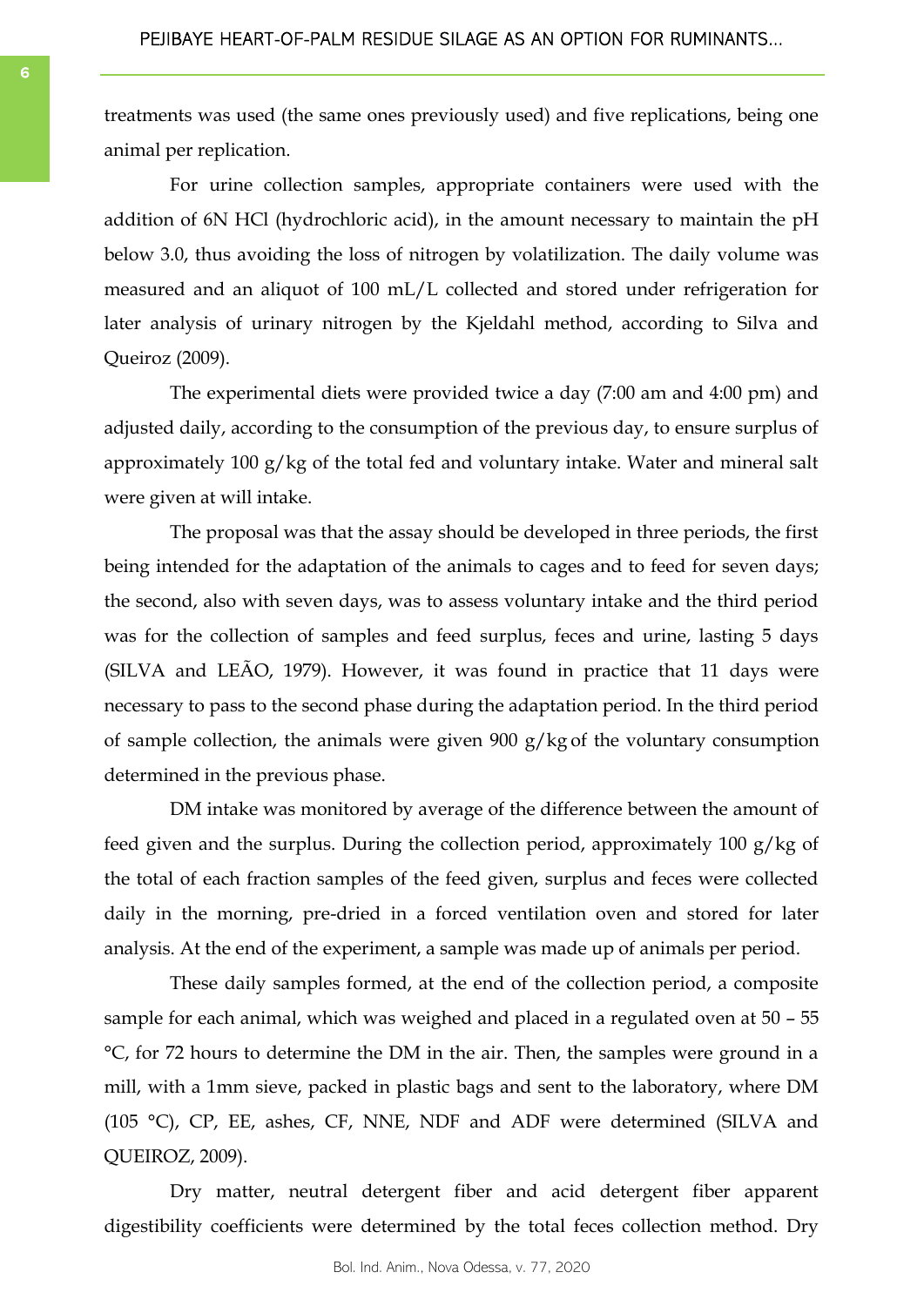treatments was used (the same ones previously used) and five replications, being one animal per replication.

For urine collection samples, appropriate containers were used with the addition of 6N HCl (hydrochloric acid), in the amount necessary to maintain the pH below 3.0, thus avoiding the loss of nitrogen by volatilization. The daily volume was measured and an aliquot of 100 mL/L collected and stored under refrigeration for later analysis of urinary nitrogen by the Kjeldahl method, according to Silva and Queiroz (2009).

The experimental diets were provided twice a day (7:00 am and 4:00 pm) and adjusted daily, according to the consumption of the previous day, to ensure surplus of approximately 100 g/kg of the total fed and voluntary intake. Water and mineral salt were given at will intake.

The proposal was that the assay should be developed in three periods, the first being intended for the adaptation of the animals to cages and to feed for seven days; the second, also with seven days, was to assess voluntary intake and the third period was for the collection of samples and feed surplus, feces and urine, lasting 5 days (SILVA and LEÃO, 1979). However, it was found in practice that 11 days were necessary to pass to the second phase during the adaptation period. In the third period of sample collection, the animals were given 900 g/kg of the voluntary consumption determined in the previous phase.

DM intake was monitored by average of the difference between the amount of feed given and the surplus. During the collection period, approximately 100 g/kg of the total of each fraction samples of the feed given, surplus and feces were collected daily in the morning, pre-dried in a forced ventilation oven and stored for later analysis. At the end of the experiment, a sample was made up of animals per period.

These daily samples formed, at the end of the collection period, a composite sample for each animal, which was weighed and placed in a regulated oven at 50 – 55 °C, for 72 hours to determine the DM in the air. Then, the samples were ground in a mill, with a 1mm sieve, packed in plastic bags and sent to the laboratory, where DM (105 °C), CP, EE, ashes, CF, NNE, NDF and ADF were determined (SILVA and QUEIROZ, 2009).

Dry matter, neutral detergent fiber and acid detergent fiber apparent digestibility coefficients were determined by the total feces collection method. Dry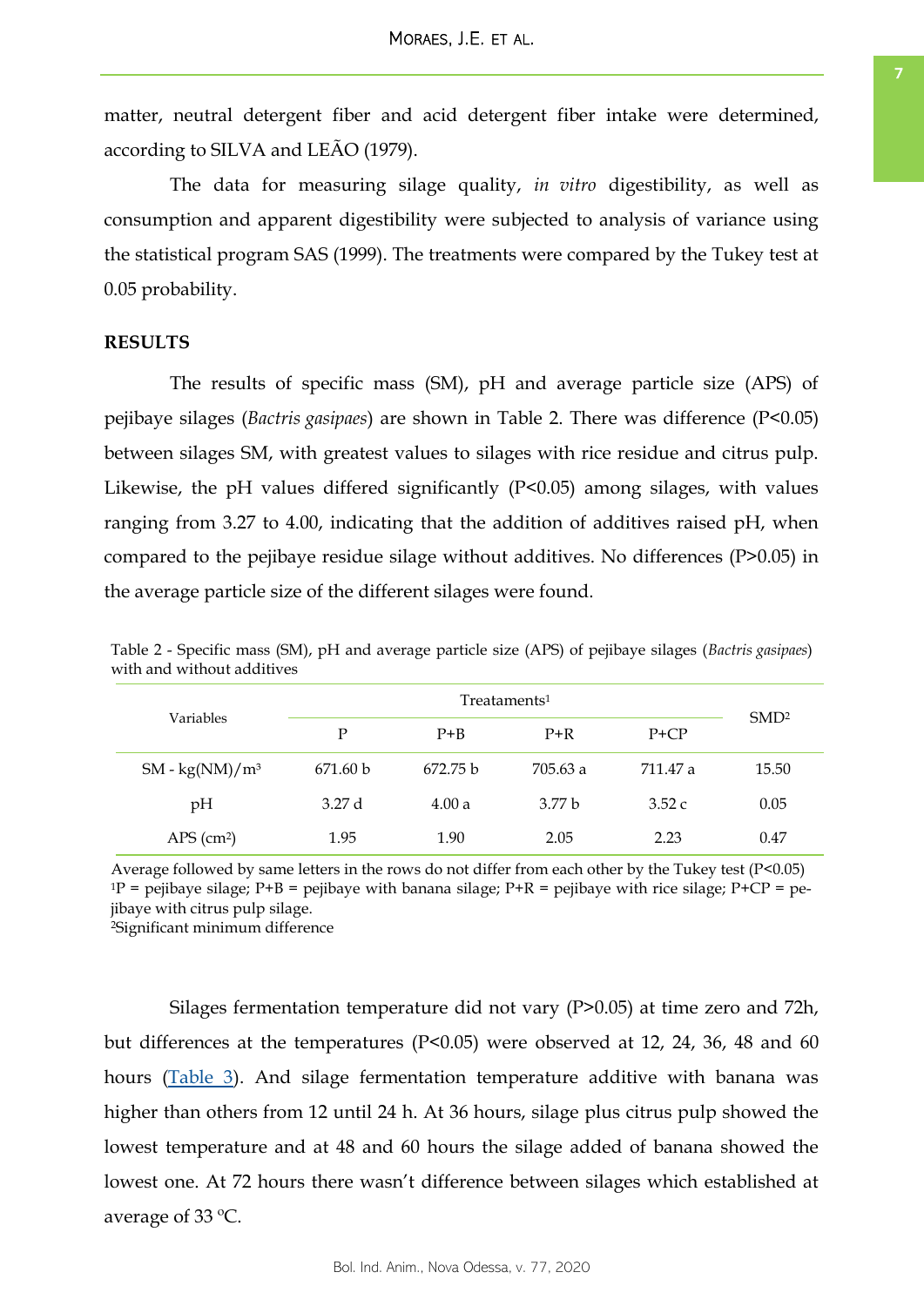matter, neutral detergent fiber and acid detergent fiber intake were determined, according to SILVA and LEÃO (1979).

The data for measuring silage quality, *in vitro* digestibility, as well as consumption and apparent digestibility were subjected to analysis of variance using the statistical program SAS (1999). The treatments were compared by the Tukey test at 0.05 probability.

## RESULTS

The results of specific mass (SM), pH and average particle size (APS) of pejibaye silages (*Bactris gasipaes*) are shown in Table 2. There was difference ($P<0.05$) between silages SM, with greatest values to silages with rice residue and citrus pulp. Likewise, the pH values differed significantly ($P<0.05$) among silages, with values ranging from 3.27 to 4.00, indicating that the addition of additives raised pH, when compared to the pejibaye residue silage without additives. No differences ($P>0.05$) in the average particle size of the different silages were found.

Table 2 - Specific mass (SM), pH and average particle size (APS) of pejibaye silages (*Bactris gasipaes*) with and without additives

| Variables | Treataments[1] | | | | SMD[2] |
|---|---|---|---|---|---|
| | P | P+B | P+R | P+CP | |
| SM - kg(NM)/m$^3$ | 671.60 b | 672.75 b | 705.63 a | 711.47 a | 15.50 |
| pH | 3.27 d | 4.00 a | 3.77 b | 3.52 c | 0.05 |
| APS (cm$^2$) | 1.95 | 1.90 | 2.05 | 2.23 | 0.47 |

Average followed by same letters in the rows do not differ from each other by the Tukey test ($P<0.05$)
[1]P = pejibaye silage; P+B = pejibaye with banana silage; P+R = pejibaye with rice silage; P+CP = pejibaye with citrus pulp silage.
[2]Significant minimum difference

Silages fermentation temperature did not vary ($P>0.05$) at time zero and 72h, but differences at the temperatures ($P<0.05$) were observed at 12, 24, 36, 48 and 60 hours (Table 3). And silage fermentation temperature additive with banana was higher than others from 12 until 24 h. At 36 hours, silage plus citrus pulp showed the lowest temperature and at 48 and 60 hours the silage added of banana showed the lowest one. At 72 hours there wasn't difference between silages which established at average of 33 ºC.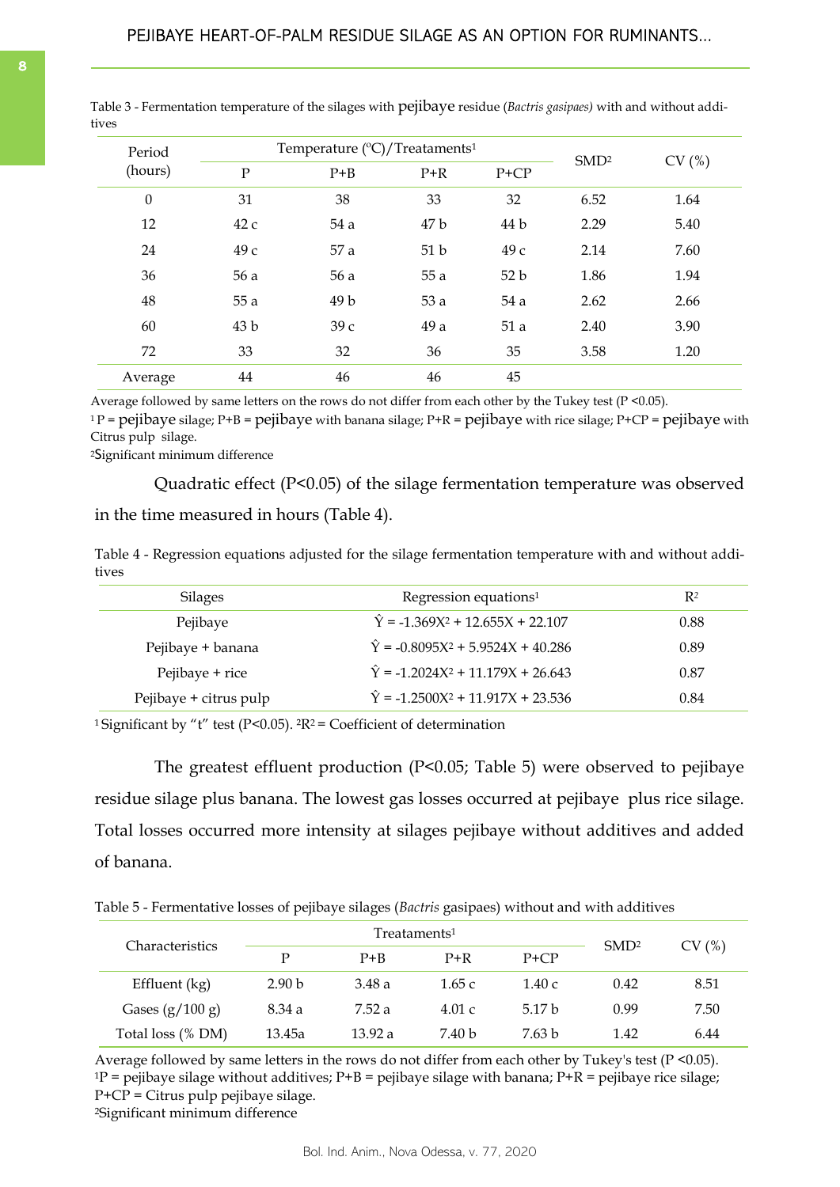Table 3 - Fermentation temperature of the silages with pejibaye residue (*Bactris gasipaes)* with and without additives

| Period (hours) | Temperature (ºC)/Treataments[1] | | | | SMD[2] | CV (%) |
|---|---|---|---|---|---|---|
| | P | P+B | P+R | P+CP | | |
| 0 | 31 | 38 | 33 | 32 | 6.52 | 1.64 |
| 12 | 42 c | 54 a | 47 b | 44 b | 2.29 | 5.40 |
| 24 | 49 c | 57 a | 51 b | 49 c | 2.14 | 7.60 |
| 36 | 56 a | 56 a | 55 a | 52 b | 1.86 | 1.94 |
| 48 | 55 a | 49 b | 53 a | 54 a | 2.62 | 2.66 |
| 60 | 43 b | 39 c | 49 a | 51 a | 2.40 | 3.90 |
| 72 | 33 | 32 | 36 | 35 | 3.58 | 1.20 |
| Average | 44 | 46 | 46 | 45 | | |

Average followed by same letters on the rows do not differ from each other by the Tukey test ($P < 0.05$).
[1] P = pejibaye silage; P+B = pejibaye with banana silage; P+R = pejibaye with rice silage; P+CP = pejibaye with Citrus pulp silage.
[2]Significant minimum difference

Quadratic effect ($P<0.05$) of the silage fermentation temperature was observed in the time measured in hours (Table 4).

Table 4 - Regression equations adjusted for the silage fermentation temperature with and without additives

| Silages | Regression equations[1] | $R^2$ |
|---|---|---|
| Pejibaye | $\hat{Y} = -1.369X^2 + 12.655X + 22.107$ | 0.88 |
| Pejibaye + banana | $\hat{Y} = -0.8095X^2 + 5.9524X + 40.286$ | 0.89 |
| Pejibaye + rice | $\hat{Y} = -1.2024X^2 + 11.179X + 26.643$ | 0.87 |
| Pejibaye + citrus pulp | $\hat{Y} = -1.2500X^2 + 11.917X + 23.536$ | 0.84 |

[1] Significant by "t" test ($P<0.05$). [2]$R^2$ = Coefficient of determination

The greatest effluent production ($P<0.05$; Table 5) were observed to pejibaye residue silage plus banana. The lowest gas losses occurred at pejibaye plus rice silage. Total losses occurred more intensity at silages pejibaye without additives and added of banana.

Table 5 - Fermentative losses of pejibaye silages (*Bactris* gasipaes) without and with additives

| Characteristics | Treataments[1] | | | | SMD[2] | CV (%) |
|---|---|---|---|---|---|---|
| | P | P+B | P+R | P+CP | | |
| Effluent (kg) | 2.90 b | 3.48 a | 1.65 c | 1.40 c | 0.42 | 8.51 |
| Gases (g/100 g) | 8.34 a | 7.52 a | 4.01 c | 5.17 b | 0.99 | 7.50 |
| Total loss (% DM) | 13.45a | 13.92 a | 7.40 b | 7.63 b | 1.42 | 6.44 |

Average followed by same letters in the rows do not differ from each other by Tukey's test ($P < 0.05$).
[1]P = pejibaye silage without additives; P+B = pejibaye silage with banana; P+R = pejibaye rice silage; P+CP = Citrus pulp pejibaye silage.
[2]Significant minimum difference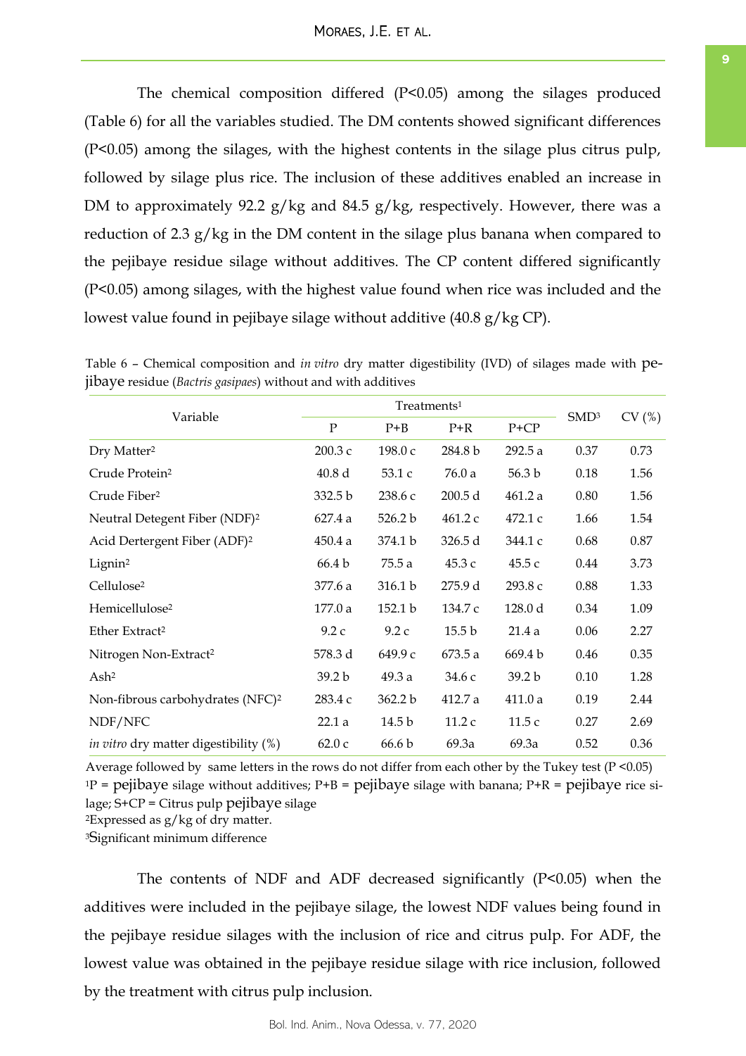The chemical composition differed ($P<0.05$) among the silages produced (Table 6) for all the variables studied. The DM contents showed significant differences ($P<0.05$) among the silages, with the highest contents in the silage plus citrus pulp, followed by silage plus rice. The inclusion of these additives enabled an increase in DM to approximately 92.2 g/kg and 84.5 g/kg, respectively. However, there was a reduction of 2.3 g/kg in the DM content in the silage plus banana when compared to the pejibaye residue silage without additives. The CP content differed significantly ($P<0.05$) among silages, with the highest value found when rice was included and the lowest value found in pejibaye silage without additive (40.8 g/kg CP).

Table 6 – Chemical composition and *in vitro* dry matter digestibility (IVD) of silages made with pejibaye residue (*Bactris gasipaes*) without and with additives

| Variable | Treatments[1] | | | | SMD[3] | CV (%) |
|---|---|---|---|---|---|---|
| | P | P+B | P+R | P+CP | | |
| Dry Matter[2] | 200.3 c | 198.0 c | 284.8 b | 292.5 a | 0.37 | 0.73 |
| Crude Protein[2] | 40.8 d | 53.1 c | 76.0 a | 56.3 b | 0.18 | 1.56 |
| Crude Fiber[2] | 332.5 b | 238.6 c | 200.5 d | 461.2 a | 0.80 | 1.56 |
| Neutral Detegent Fiber (NDF)[2] | 627.4 a | 526.2 b | 461.2 c | 472.1 c | 1.66 | 1.54 |
| Acid Dertergent Fiber (ADF)[2] | 450.4 a | 374.1 b | 326.5 d | 344.1 c | 0.68 | 0.87 |
| Lignin[2] | 66.4 b | 75.5 a | 45.3 c | 45.5 c | 0.44 | 3.73 |
| Cellulose[2] | 377.6 a | 316.1 b | 275.9 d | 293.8 c | 0.88 | 1.33 |
| Hemicellulose[2] | 177.0 a | 152.1 b | 134.7 c | 128.0 d | 0.34 | 1.09 |
| Ether Extract[2] | 9.2 c | 9.2 c | 15.5 b | 21.4 a | 0.06 | 2.27 |
| Nitrogen Non-Extract[2] | 578.3 d | 649.9 c | 673.5 a | 669.4 b | 0.46 | 0.35 |
| Ash[2] | 39.2 b | 49.3 a | 34.6 c | 39.2 b | 0.10 | 1.28 |
| Non-fibrous carbohydrates (NFC)[2] | 283.4 c | 362.2 b | 412.7 a | 411.0 a | 0.19 | 2.44 |
| NDF/NFC | 22.1 a | 14.5 b | 11.2 c | 11.5 c | 0.27 | 2.69 |
| *in vitro* dry matter digestibility (%) | 62.0 c | 66.6 b | 69.3a | 69.3a | 0.52 | 0.36 |

Average followed by same letters in the rows do not differ from each other by the Tukey test ($P<0.05$)
[1]P = pejibaye silage without additives; P+B = pejibaye silage with banana; P+R = pejibaye rice silage; S+CP = Citrus pulp pejibaye silage
[2]Expressed as g/kg of dry matter.
[3]Significant minimum difference

The contents of NDF and ADF decreased significantly ($P<0.05$) when the additives were included in the pejibaye silage, the lowest NDF values being found in the pejibaye residue silages with the inclusion of rice and citrus pulp. For ADF, the lowest value was obtained in the pejibaye residue silage with rice inclusion, followed by the treatment with citrus pulp inclusion.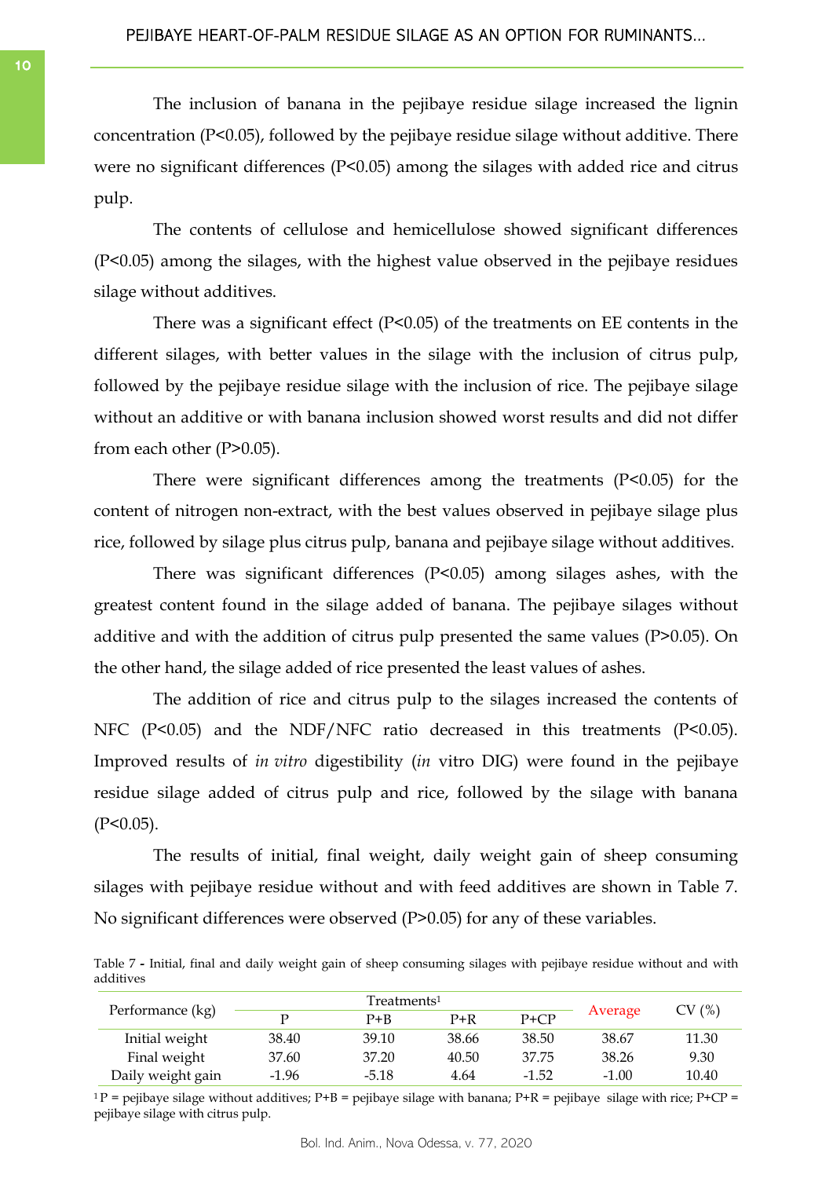The inclusion of banana in the pejibaye residue silage increased the lignin concentration ($P<0.05$), followed by the pejibaye residue silage without additive. There were no significant differences ($P<0.05$) among the silages with added rice and citrus pulp.

The contents of cellulose and hemicellulose showed significant differences ($P<0.05$) among the silages, with the highest value observed in the pejibaye residues silage without additives.

There was a significant effect ($P<0.05$) of the treatments on EE contents in the different silages, with better values in the silage with the inclusion of citrus pulp, followed by the pejibaye residue silage with the inclusion of rice. The pejibaye silage without an additive or with banana inclusion showed worst results and did not differ from each other ($P>0.05$).

There were significant differences among the treatments ($P<0.05$) for the content of nitrogen non-extract, with the best values observed in pejibaye silage plus rice, followed by silage plus citrus pulp, banana and pejibaye silage without additives.

There was significant differences ($P<0.05$) among silages ashes, with the greatest content found in the silage added of banana. The pejibaye silages without additive and with the addition of citrus pulp presented the same values ($P>0.05$). On the other hand, the silage added of rice presented the least values of ashes.

The addition of rice and citrus pulp to the silages increased the contents of NFC ($P<0.05$) and the NDF/NFC ratio decreased in this treatments ($P<0.05$). Improved results of *in vitro* digestibility (*in* vitro DIG) were found in the pejibaye residue silage added of citrus pulp and rice, followed by the silage with banana ($P<0.05$).

The results of initial, final weight, daily weight gain of sheep consuming silages with pejibaye residue without and with feed additives are shown in Table 7. No significant differences were observed ($P>0.05$) for any of these variables.

Table 7 - Initial, final and daily weight gain of sheep consuming silages with pejibaye residue without and with additives

| Performance (kg) | Treatments[1] | | | | Average | CV (%) |
|---|---|---|---|---|---|---|
| | P | P+B | P+R | P+CP | | |
| Initial weight | 38.40 | 39.10 | 38.66 | 38.50 | 38.67 | 11.30 |
| Final weight | 37.60 | 37.20 | 40.50 | 37.75 | 38.26 | 9.30 |
| Daily weight gain | -1.96 | -5.18 | 4.64 | -1.52 | -1.00 | 10.40 |

[1] P = pejibaye silage without additives; P+B = pejibaye silage with banana; P+R = pejibaye silage with rice; P+CP = pejibaye silage with citrus pulp.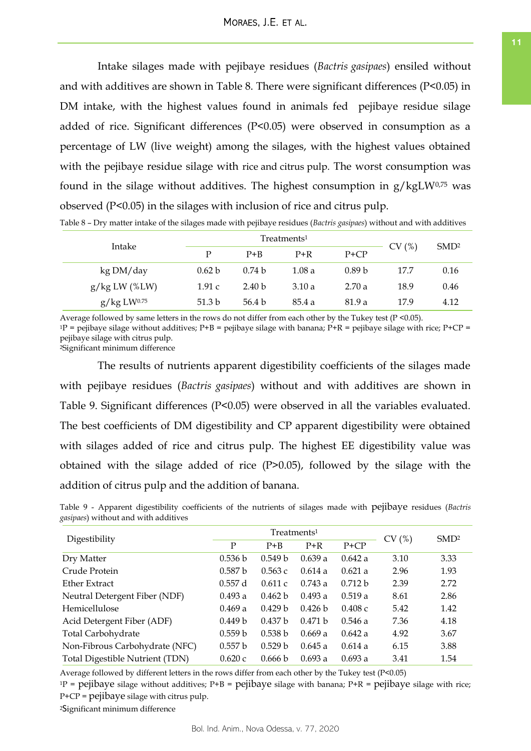Intake silages made with pejibaye residues (*Bactris gasipaes*) ensiled without and with additives are shown in Table 8. There were significant differences (P<0.05) in DM intake, with the highest values found in animals fed pejibaye residue silage added of rice. Significant differences (P<0.05) were observed in consumption as a percentage of LW (live weight) among the silages, with the highest values obtained with the pejibaye residue silage with rice and citrus pulp. The worst consumption was found in the silage without additives. The highest consumption in $g/kgLW^{0,75}$ was observed (P<0.05) in the silages with inclusion of rice and citrus pulp.

Table 8 – Dry matter intake of the silages made with pejibaye residues (*Bactris gasipaes*) without and with additives

| Intake | Treatments[1] | | | | CV (%) | SMD[2] |
|---|---|---|---|---|---|---|
| | P | P+B | P+R | P+CP | | |
| kg DM/day | 0.62 b | 0.74 b | 1.08 a | 0.89 b | 17.7 | 0.16 |
| g/kg LW (%LW) | 1.91 c | 2.40 b | 3.10 a | 2.70 a | 18.9 | 0.46 |
| $g/kg\ LW^{0.75}$ | 51.3 b | 56.4 b | 85.4 a | 81.9 a | 17.9 | 4.12 |

Average followed by same letters in the rows do not differ from each other by the Tukey test (P <0.05).
[1]P = pejibaye silage without additives; P+B = pejibaye silage with banana; P+R = pejibaye silage with rice; P+CP = pejibaye silage with citrus pulp.
[2]Significant minimum difference

The results of nutrients apparent digestibility coefficients of the silages made with pejibaye residues (*Bactris gasipaes*) without and with additives are shown in Table 9. Significant differences (P<0.05) were observed in all the variables evaluated. The best coefficients of DM digestibility and CP apparent digestibility were obtained with silages added of rice and citrus pulp. The highest EE digestibility value was obtained with the silage added of rice (P>0.05), followed by the silage with the addition of citrus pulp and the addition of banana.

Table 9 - Apparent digestibility coefficients of the nutrients of silages made with pejibaye residues (*Bactris gasipaes*) without and with additives

| Digestibility | Treatments[1] | | | | CV (%) | SMD[2] |
|---|---|---|---|---|---|---|
| | P | P+B | P+R | P+CP | | |
| Dry Matter | 0.536 b | 0.549 b | 0.639 a | 0.642 a | 3.10 | 3.33 |
| Crude Protein | 0.587 b | 0.563 c | 0.614 a | 0.621 a | 2.96 | 1.93 |
| Ether Extract | 0.557 d | 0.611 c | 0.743 a | 0.712 b | 2.39 | 2.72 |
| Neutral Detergent Fiber (NDF) | 0.493 a | 0.462 b | 0.493 a | 0.519 a | 8.61 | 2.86 |
| Hemicellulose | 0.469 a | 0.429 b | 0.426 b | 0.408 c | 5.42 | 1.42 |
| Acid Detergent Fiber (ADF) | 0.449 b | 0.437 b | 0.471 b | 0.546 a | 7.36 | 4.18 |
| Total Carbohydrate | 0.559 b | 0.538 b | 0.669 a | 0.642 a | 4.92 | 3.67 |
| Non-Fibrous Carbohydrate (NFC) | 0.557 b | 0.529 b | 0.645 a | 0.614 a | 6.15 | 3.88 |
| Total Digestible Nutrient (TDN) | 0.620 c | 0.666 b | 0.693 a | 0.693 a | 3.41 | 1.54 |

Average followed by different letters in the rows differ from each other by the Tukey test (P<0.05)
[1]P = pejibaye silage without additives; P+B = pejibaye silage with banana; P+R = pejibaye silage with rice; P+CP = pejibaye silage with citrus pulp.
[2]Significant minimum difference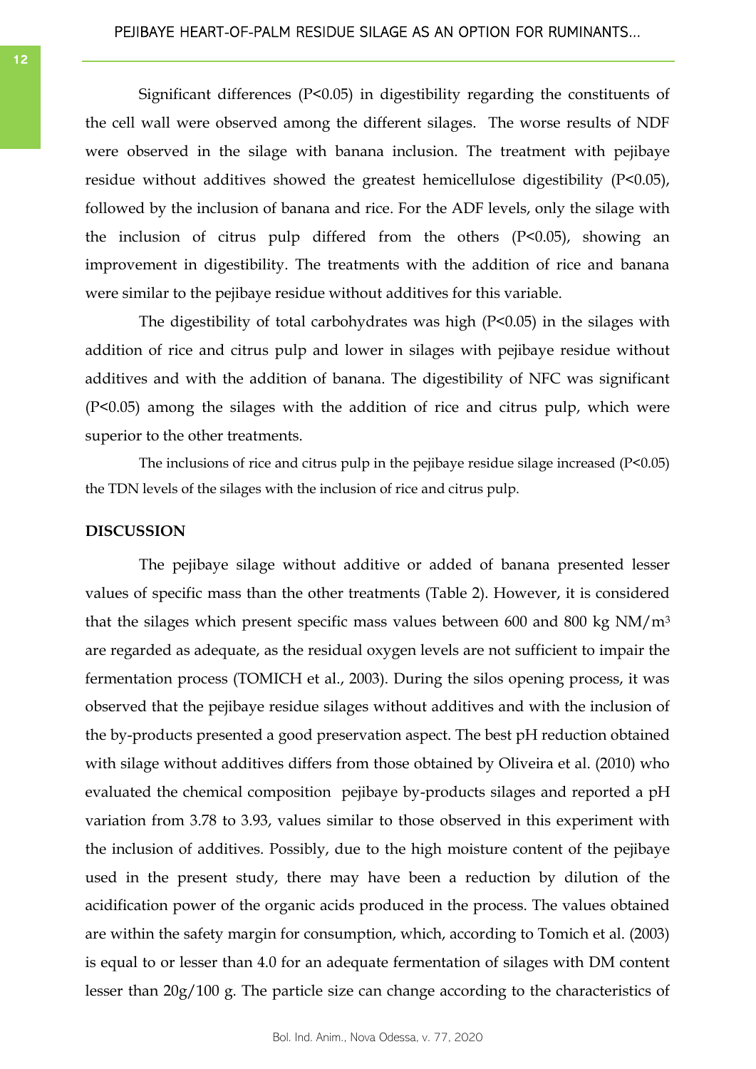Significant differences ($P<0.05$) in digestibility regarding the constituents of the cell wall were observed among the different silages. The worse results of NDF were observed in the silage with banana inclusion. The treatment with pejibaye residue without additives showed the greatest hemicellulose digestibility ($P<0.05$), followed by the inclusion of banana and rice. For the ADF levels, only the silage with the inclusion of citrus pulp differed from the others ($P<0.05$), showing an improvement in digestibility. The treatments with the addition of rice and banana were similar to the pejibaye residue without additives for this variable.

The digestibility of total carbohydrates was high ($P<0.05$) in the silages with addition of rice and citrus pulp and lower in silages with pejibaye residue without additives and with the addition of banana. The digestibility of NFC was significant ($P<0.05$) among the silages with the addition of rice and citrus pulp, which were superior to the other treatments.

The inclusions of rice and citrus pulp in the pejibaye residue silage increased ($P<0.05$) the TDN levels of the silages with the inclusion of rice and citrus pulp.

**DISCUSSION**

The pejibaye silage without additive or added of banana presented lesser values of specific mass than the other treatments (Table 2). However, it is considered that the silages which present specific mass values between 600 and 800 kg NM/$m^3$ are regarded as adequate, as the residual oxygen levels are not sufficient to impair the fermentation process (TOMICH et al., 2003). During the silos opening process, it was observed that the pejibaye residue silages without additives and with the inclusion of the by-products presented a good preservation aspect. The best pH reduction obtained with silage without additives differs from those obtained by Oliveira et al. (2010) who evaluated the chemical composition pejibaye by-products silages and reported a pH variation from 3.78 to 3.93, values similar to those observed in this experiment with the inclusion of additives. Possibly, due to the high moisture content of the pejibaye used in the present study, there may have been a reduction by dilution of the acidification power of the organic acids produced in the process. The values obtained are within the safety margin for consumption, which, according to Tomich et al. (2003) is equal to or lesser than 4.0 for an adequate fermentation of silages with DM content lesser than 20g/100 g. The particle size can change according to the characteristics of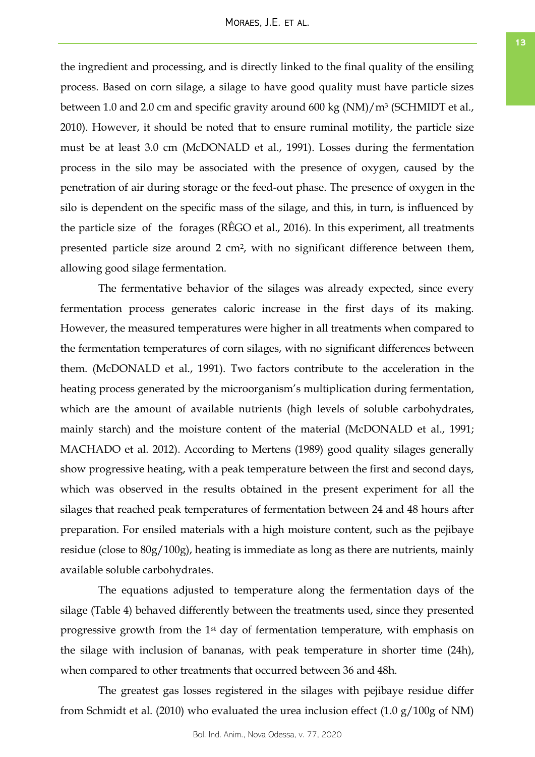the ingredient and processing, and is directly linked to the final quality of the ensiling process. Based on corn silage, a silage to have good quality must have particle sizes between 1.0 and 2.0 cm and specific gravity around 600 kg (NM)/m³ (SCHMIDT et al., 2010). However, it should be noted that to ensure ruminal motility, the particle size must be at least 3.0 cm (McDONALD et al., 1991). Losses during the fermentation process in the silo may be associated with the presence of oxygen, caused by the penetration of air during storage or the feed-out phase. The presence of oxygen in the silo is dependent on the specific mass of the silage, and this, in turn, is influenced by the particle size of the forages (RÊGO et al., 2016). In this experiment, all treatments presented particle size around 2 cm², with no significant difference between them, allowing good silage fermentation.

The fermentative behavior of the silages was already expected, since every fermentation process generates caloric increase in the first days of its making. However, the measured temperatures were higher in all treatments when compared to the fermentation temperatures of corn silages, with no significant differences between them. (McDONALD et al., 1991). Two factors contribute to the acceleration in the heating process generated by the microorganism's multiplication during fermentation, which are the amount of available nutrients (high levels of soluble carbohydrates, mainly starch) and the moisture content of the material (McDONALD et al., 1991; MACHADO et al. 2012). According to Mertens (1989) good quality silages generally show progressive heating, with a peak temperature between the first and second days, which was observed in the results obtained in the present experiment for all the silages that reached peak temperatures of fermentation between 24 and 48 hours after preparation. For ensiled materials with a high moisture content, such as the pejibaye residue (close to 80g/100g), heating is immediate as long as there are nutrients, mainly available soluble carbohydrates.

The equations adjusted to temperature along the fermentation days of the silage (Table 4) behaved differently between the treatments used, since they presented progressive growth from the 1st day of fermentation temperature, with emphasis on the silage with inclusion of bananas, with peak temperature in shorter time (24h), when compared to other treatments that occurred between 36 and 48h.

The greatest gas losses registered in the silages with pejibaye residue differ from Schmidt et al. (2010) who evaluated the urea inclusion effect (1.0 g/100g of NM)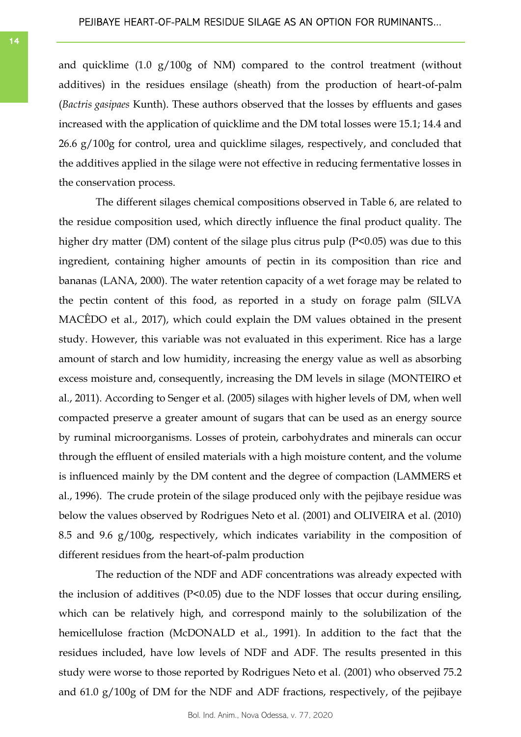and quicklime (1.0 g/100g of NM) compared to the control treatment (without additives) in the residues ensilage (sheath) from the production of heart-of-palm (*Bactris gasipaes* Kunth). These authors observed that the losses by effluents and gases increased with the application of quicklime and the DM total losses were 15.1; 14.4 and 26.6 g/100g for control, urea and quicklime silages, respectively, and concluded that the additives applied in the silage were not effective in reducing fermentative losses in the conservation process.

The different silages chemical compositions observed in Table 6, are related to the residue composition used, which directly influence the final product quality. The higher dry matter (DM) content of the silage plus citrus pulp ($P<0.05$) was due to this ingredient, containing higher amounts of pectin in its composition than rice and bananas (LANA, 2000). The water retention capacity of a wet forage may be related to the pectin content of this food, as reported in a study on forage palm (SILVA MACÊDO et al., 2017), which could explain the DM values obtained in the present study. However, this variable was not evaluated in this experiment. Rice has a large amount of starch and low humidity, increasing the energy value as well as absorbing excess moisture and, consequently, increasing the DM levels in silage (MONTEIRO et al., 2011). According to Senger et al. (2005) silages with higher levels of DM, when well compacted preserve a greater amount of sugars that can be used as an energy source by ruminal microorganisms. Losses of protein, carbohydrates and minerals can occur through the effluent of ensiled materials with a high moisture content, and the volume is influenced mainly by the DM content and the degree of compaction (LAMMERS et al., 1996). The crude protein of the silage produced only with the pejibaye residue was below the values observed by Rodrigues Neto et al. (2001) and OLIVEIRA et al. (2010) 8.5 and 9.6 g/100g, respectively, which indicates variability in the composition of different residues from the heart-of-palm production

The reduction of the NDF and ADF concentrations was already expected with the inclusion of additives ($P<0.05$) due to the NDF losses that occur during ensiling, which can be relatively high, and correspond mainly to the solubilization of the hemicellulose fraction (McDONALD et al., 1991). In addition to the fact that the residues included, have low levels of NDF and ADF. The results presented in this study were worse to those reported by Rodrigues Neto et al. (2001) who observed 75.2 and 61.0 g/100g of DM for the NDF and ADF fractions, respectively, of the pejibaye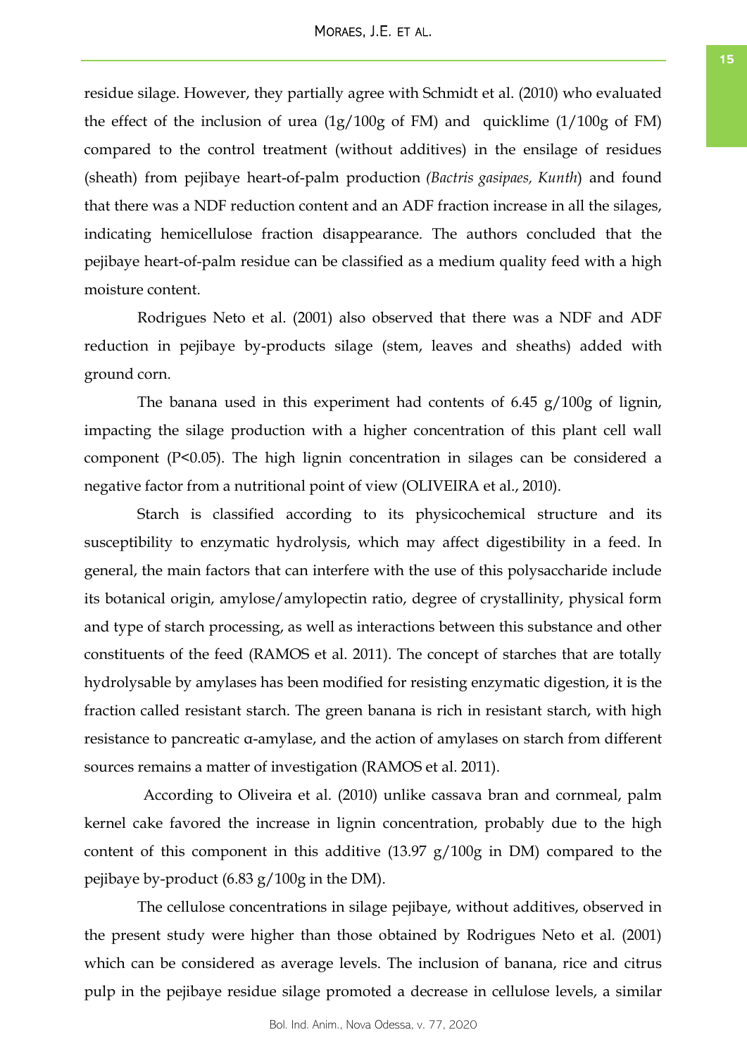residue silage. However, they partially agree with Schmidt et al. (2010) who evaluated the effect of the inclusion of urea (1g/100g of FM) and quicklime (1/100g of FM) compared to the control treatment (without additives) in the ensilage of residues (sheath) from pejibaye heart-of-palm production *(Bactris gasipaes, Kunth*) and found that there was a NDF reduction content and an ADF fraction increase in all the silages, indicating hemicellulose fraction disappearance. The authors concluded that the pejibaye heart-of-palm residue can be classified as a medium quality feed with a high moisture content.

Rodrigues Neto et al. (2001) also observed that there was a NDF and ADF reduction in pejibaye by-products silage (stem, leaves and sheaths) added with ground corn.

The banana used in this experiment had contents of 6.45 g/100g of lignin, impacting the silage production with a higher concentration of this plant cell wall component ($P<0.05$). The high lignin concentration in silages can be considered a negative factor from a nutritional point of view (OLIVEIRA et al., 2010).

Starch is classified according to its physicochemical structure and its susceptibility to enzymatic hydrolysis, which may affect digestibility in a feed. In general, the main factors that can interfere with the use of this polysaccharide include its botanical origin, amylose/amylopectin ratio, degree of crystallinity, physical form and type of starch processing, as well as interactions between this substance and other constituents of the feed (RAMOS et al. 2011). The concept of starches that are totally hydrolysable by amylases has been modified for resisting enzymatic digestion, it is the fraction called resistant starch. The green banana is rich in resistant starch, with high resistance to pancreatic α-amylase, and the action of amylases on starch from different sources remains a matter of investigation (RAMOS et al. 2011).

According to Oliveira et al. (2010) unlike cassava bran and cornmeal, palm kernel cake favored the increase in lignin concentration, probably due to the high content of this component in this additive (13.97 g/100g in DM) compared to the pejibaye by-product (6.83 g/100g in the DM).

The cellulose concentrations in silage pejibaye, without additives, observed in the present study were higher than those obtained by Rodrigues Neto et al. (2001) which can be considered as average levels. The inclusion of banana, rice and citrus pulp in the pejibaye residue silage promoted a decrease in cellulose levels, a similar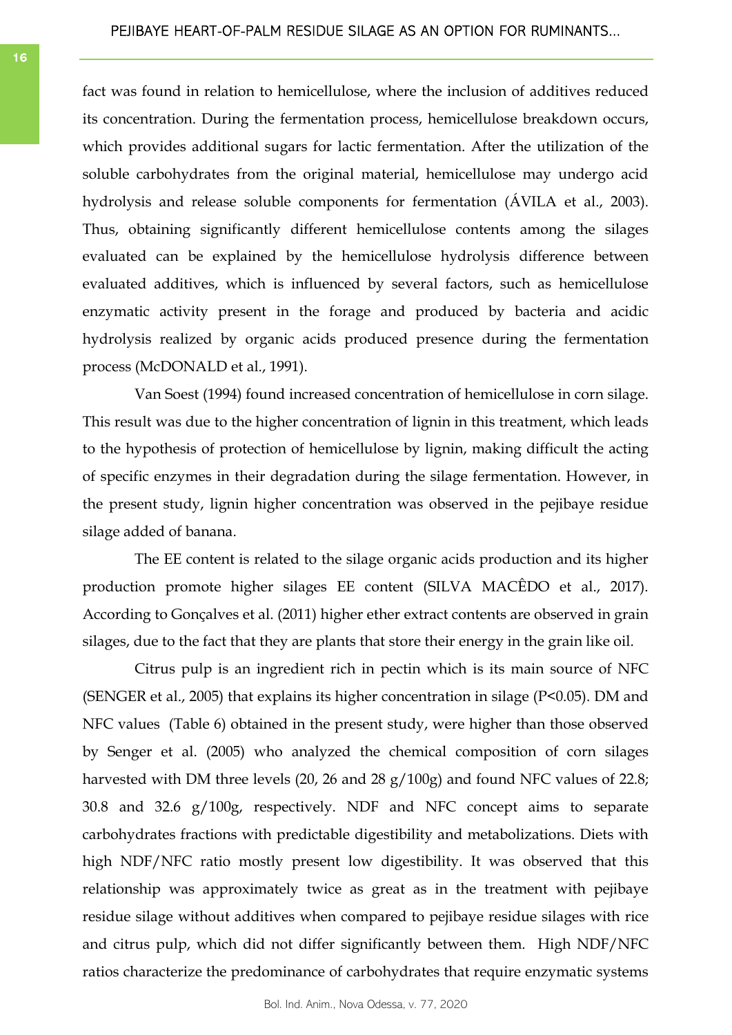fact was found in relation to hemicellulose, where the inclusion of additives reduced its concentration. During the fermentation process, hemicellulose breakdown occurs, which provides additional sugars for lactic fermentation. After the utilization of the soluble carbohydrates from the original material, hemicellulose may undergo acid hydrolysis and release soluble components for fermentation (ÁVILA et al., 2003). Thus, obtaining significantly different hemicellulose contents among the silages evaluated can be explained by the hemicellulose hydrolysis difference between evaluated additives, which is influenced by several factors, such as hemicellulose enzymatic activity present in the forage and produced by bacteria and acidic hydrolysis realized by organic acids produced presence during the fermentation process (McDONALD et al., 1991).

Van Soest (1994) found increased concentration of hemicellulose in corn silage. This result was due to the higher concentration of lignin in this treatment, which leads to the hypothesis of protection of hemicellulose by lignin, making difficult the acting of specific enzymes in their degradation during the silage fermentation. However, in the present study, lignin higher concentration was observed in the pejibaye residue silage added of banana.

The EE content is related to the silage organic acids production and its higher production promote higher silages EE content (SILVA MACÊDO et al., 2017). According to Gonçalves et al. (2011) higher ether extract contents are observed in grain silages, due to the fact that they are plants that store their energy in the grain like oil.

Citrus pulp is an ingredient rich in pectin which is its main source of NFC (SENGER et al., 2005) that explains its higher concentration in silage ($P<0.05$). DM and NFC values (Table 6) obtained in the present study, were higher than those observed by Senger et al. (2005) who analyzed the chemical composition of corn silages harvested with DM three levels (20, 26 and 28 g/100g) and found NFC values of 22.8; 30.8 and 32.6 g/100g, respectively. NDF and NFC concept aims to separate carbohydrates fractions with predictable digestibility and metabolizations. Diets with high NDF/NFC ratio mostly present low digestibility. It was observed that this relationship was approximately twice as great as in the treatment with pejibaye residue silage without additives when compared to pejibaye residue silages with rice and citrus pulp, which did not differ significantly between them. High NDF/NFC ratios characterize the predominance of carbohydrates that require enzymatic systems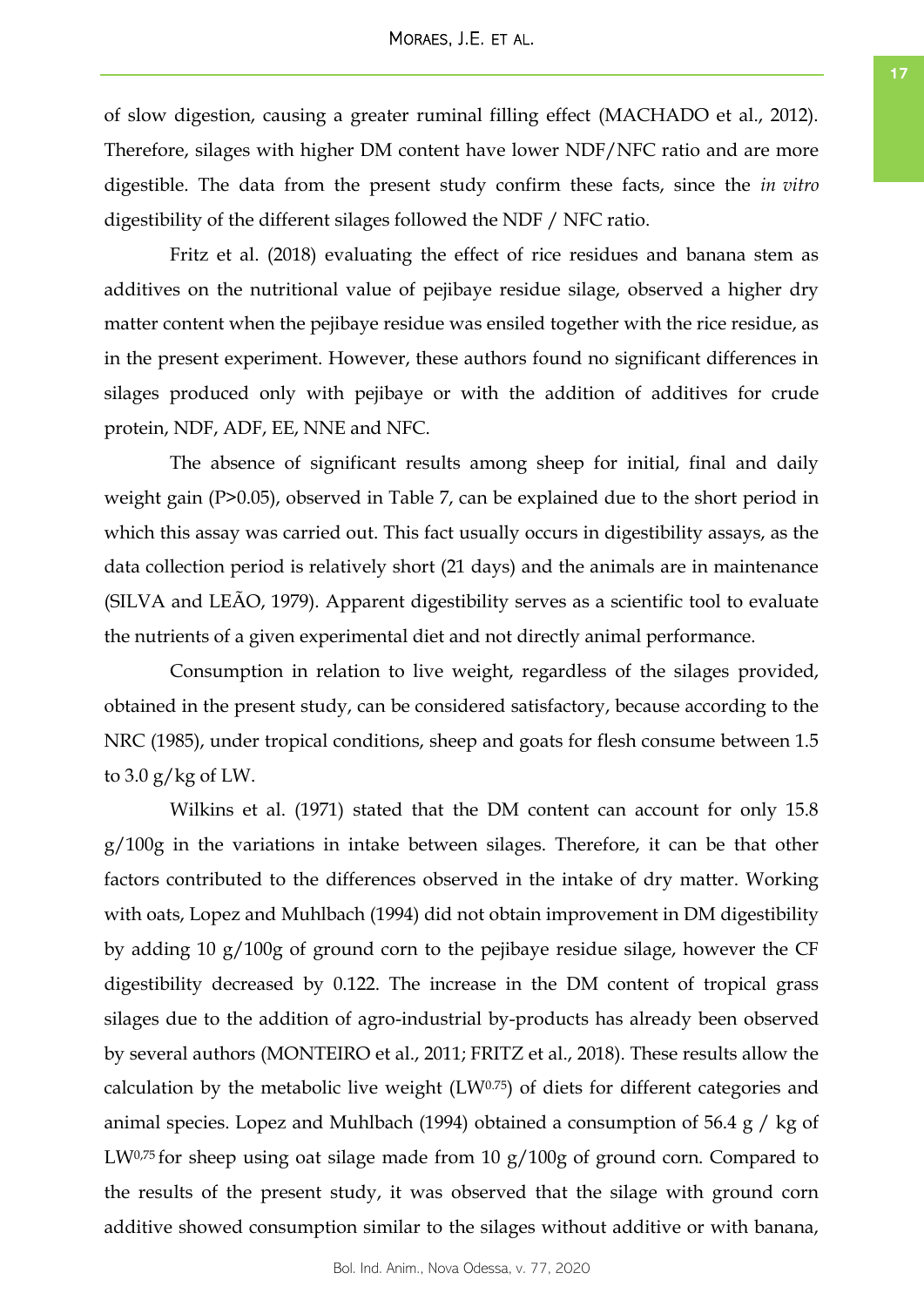of slow digestion, causing a greater ruminal filling effect (MACHADO et al., 2012). Therefore, silages with higher DM content have lower NDF/NFC ratio and are more digestible. The data from the present study confirm these facts, since the *in vitro* digestibility of the different silages followed the NDF / NFC ratio.

Fritz et al. (2018) evaluating the effect of rice residues and banana stem as additives on the nutritional value of pejibaye residue silage, observed a higher dry matter content when the pejibaye residue was ensiled together with the rice residue, as in the present experiment. However, these authors found no significant differences in silages produced only with pejibaye or with the addition of additives for crude protein, NDF, ADF, EE, NNE and NFC.

The absence of significant results among sheep for initial, final and daily weight gain (P>0.05), observed in Table 7, can be explained due to the short period in which this assay was carried out. This fact usually occurs in digestibility assays, as the data collection period is relatively short (21 days) and the animals are in maintenance (SILVA and LEÃO, 1979). Apparent digestibility serves as a scientific tool to evaluate the nutrients of a given experimental diet and not directly animal performance.

Consumption in relation to live weight, regardless of the silages provided, obtained in the present study, can be considered satisfactory, because according to the NRC (1985), under tropical conditions, sheep and goats for flesh consume between 1.5 to 3.0 g/kg of LW.

Wilkins et al. (1971) stated that the DM content can account for only 15.8 g/100g in the variations in intake between silages. Therefore, it can be that other factors contributed to the differences observed in the intake of dry matter. Working with oats, Lopez and Muhlbach (1994) did not obtain improvement in DM digestibility by adding 10 g/100g of ground corn to the pejibaye residue silage, however the CF digestibility decreased by 0.122. The increase in the DM content of tropical grass silages due to the addition of agro-industrial by-products has already been observed by several authors (MONTEIRO et al., 2011; FRITZ et al., 2018). These results allow the calculation by the metabolic live weight ($LW^{0.75}$) of diets for different categories and animal species. Lopez and Muhlbach (1994) obtained a consumption of 56.4 g / kg of $LW^{0,75}$ for sheep using oat silage made from 10 g/100g of ground corn. Compared to the results of the present study, it was observed that the silage with ground corn additive showed consumption similar to the silages without additive or with banana,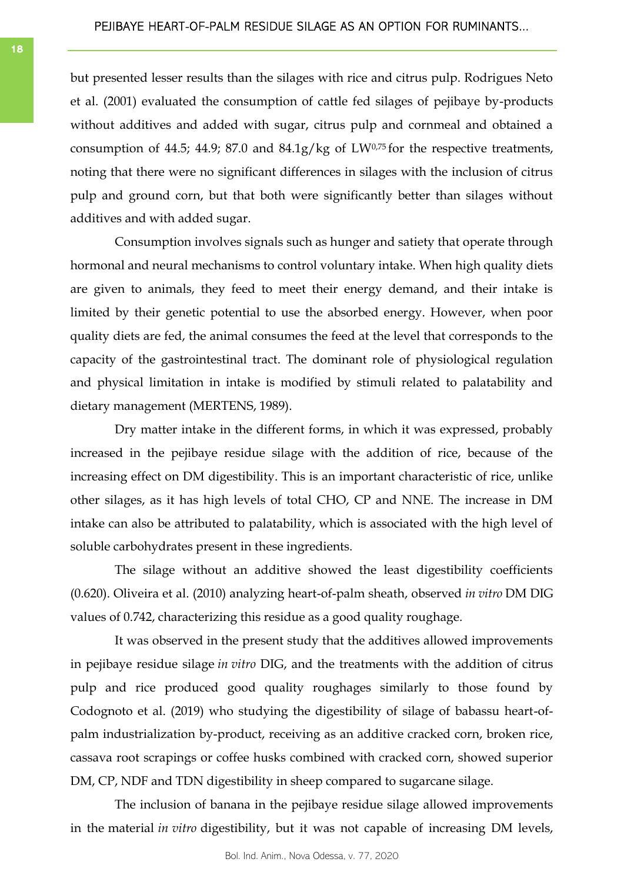but presented lesser results than the silages with rice and citrus pulp. Rodrigues Neto et al. (2001) evaluated the consumption of cattle fed silages of pejibaye by-products without additives and added with sugar, citrus pulp and cornmeal and obtained a consumption of 44.5; 44.9; 87.0 and 84.1g/kg of $LW^{0,75}$ for the respective treatments, noting that there were no significant differences in silages with the inclusion of citrus pulp and ground corn, but that both were significantly better than silages without additives and with added sugar.

Consumption involves signals such as hunger and satiety that operate through hormonal and neural mechanisms to control voluntary intake. When high quality diets are given to animals, they feed to meet their energy demand, and their intake is limited by their genetic potential to use the absorbed energy. However, when poor quality diets are fed, the animal consumes the feed at the level that corresponds to the capacity of the gastrointestinal tract. The dominant role of physiological regulation and physical limitation in intake is modified by stimuli related to palatability and dietary management (MERTENS, 1989).

Dry matter intake in the different forms, in which it was expressed, probably increased in the pejibaye residue silage with the addition of rice, because of the increasing effect on DM digestibility. This is an important characteristic of rice, unlike other silages, as it has high levels of total CHO, CP and NNE. The increase in DM intake can also be attributed to palatability, which is associated with the high level of soluble carbohydrates present in these ingredients.

The silage without an additive showed the least digestibility coefficients (0.620). Oliveira et al. (2010) analyzing heart-of-palm sheath, observed *in vitro* DM DIG values of 0.742, characterizing this residue as a good quality roughage.

It was observed in the present study that the additives allowed improvements in pejibaye residue silage *in vitro* DIG, and the treatments with the addition of citrus pulp and rice produced good quality roughages similarly to those found by Codognoto et al. (2019) who studying the digestibility of silage of babassu heart-of-palm industrialization by-product, receiving as an additive cracked corn, broken rice, cassava root scrapings or coffee husks combined with cracked corn, showed superior DM, CP, NDF and TDN digestibility in sheep compared to sugarcane silage.

The inclusion of banana in the pejibaye residue silage allowed improvements in the material *in vitro* digestibility, but it was not capable of increasing DM levels,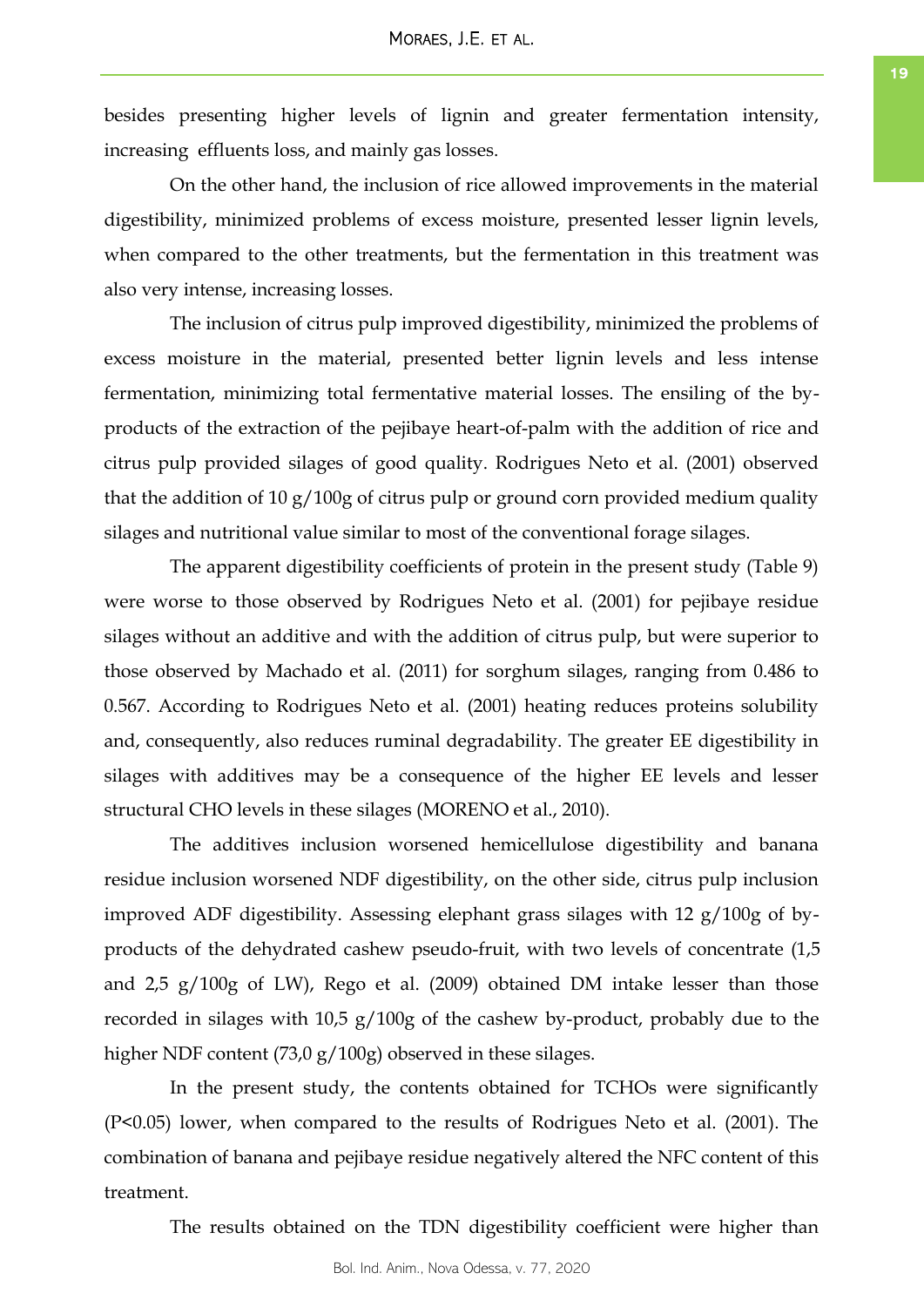besides presenting higher levels of lignin and greater fermentation intensity, increasing effluents loss, and mainly gas losses.

On the other hand, the inclusion of rice allowed improvements in the material digestibility, minimized problems of excess moisture, presented lesser lignin levels, when compared to the other treatments, but the fermentation in this treatment was also very intense, increasing losses.

The inclusion of citrus pulp improved digestibility, minimized the problems of excess moisture in the material, presented better lignin levels and less intense fermentation, minimizing total fermentative material losses. The ensiling of the by-products of the extraction of the pejibaye heart-of-palm with the addition of rice and citrus pulp provided silages of good quality. Rodrigues Neto et al. (2001) observed that the addition of 10 g/100g of citrus pulp or ground corn provided medium quality silages and nutritional value similar to most of the conventional forage silages.

The apparent digestibility coefficients of protein in the present study (Table 9) were worse to those observed by Rodrigues Neto et al. (2001) for pejibaye residue silages without an additive and with the addition of citrus pulp, but were superior to those observed by Machado et al. (2011) for sorghum silages, ranging from 0.486 to 0.567. According to Rodrigues Neto et al. (2001) heating reduces proteins solubility and, consequently, also reduces ruminal degradability. The greater EE digestibility in silages with additives may be a consequence of the higher EE levels and lesser structural CHO levels in these silages (MORENO et al., 2010).

The additives inclusion worsened hemicellulose digestibility and banana residue inclusion worsened NDF digestibility, on the other side, citrus pulp inclusion improved ADF digestibility. Assessing elephant grass silages with 12 g/100g of by-products of the dehydrated cashew pseudo-fruit, with two levels of concentrate (1,5 and 2,5 g/100g of LW), Rego et al. (2009) obtained DM intake lesser than those recorded in silages with 10,5 g/100g of the cashew by-product, probably due to the higher NDF content (73,0 g/100g) observed in these silages.

In the present study, the contents obtained for TCHOs were significantly ($P<0.05$) lower, when compared to the results of Rodrigues Neto et al. (2001). The combination of banana and pejibaye residue negatively altered the NFC content of this treatment.

The results obtained on the TDN digestibility coefficient were higher than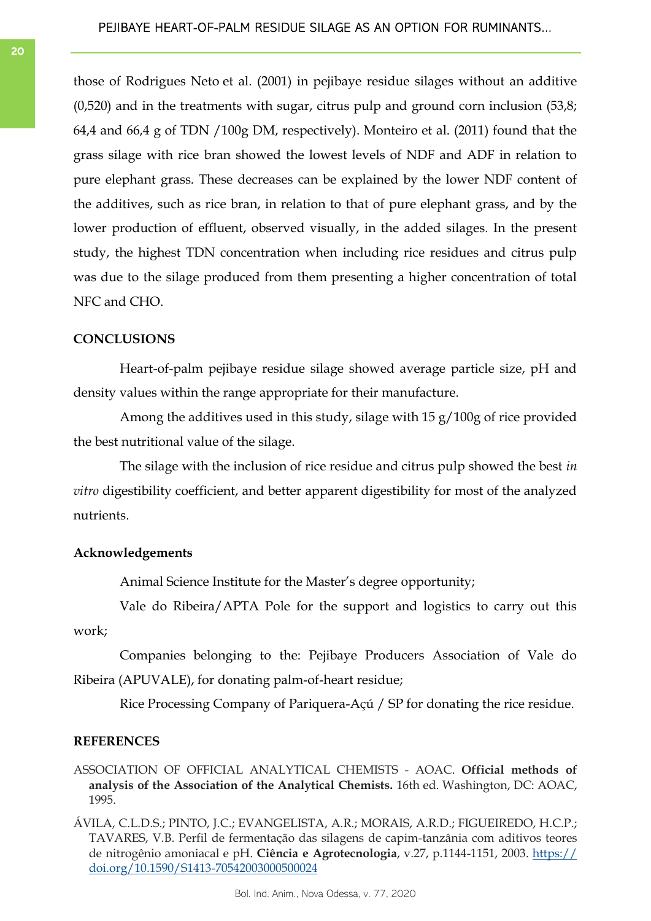those of Rodrigues Neto et al. (2001) in pejibaye residue silages without an additive (0,520) and in the treatments with sugar, citrus pulp and ground corn inclusion (53,8; 64,4 and 66,4 g of TDN /100g DM, respectively). Monteiro et al. (2011) found that the grass silage with rice bran showed the lowest levels of NDF and ADF in relation to pure elephant grass. These decreases can be explained by the lower NDF content of the additives, such as rice bran, in relation to that of pure elephant grass, and by the lower production of effluent, observed visually, in the added silages. In the present study, the highest TDN concentration when including rice residues and citrus pulp was due to the silage produced from them presenting a higher concentration of total NFC and CHO.

## CONCLUSIONS

Heart-of-palm pejibaye residue silage showed average particle size, pH and density values within the range appropriate for their manufacture.

Among the additives used in this study, silage with 15 g/100g of rice provided the best nutritional value of the silage.

The silage with the inclusion of rice residue and citrus pulp showed the best *in vitro* digestibility coefficient, and better apparent digestibility for most of the analyzed nutrients.

## Acknowledgements

Animal Science Institute for the Master's degree opportunity;

Vale do Ribeira/APTA Pole for the support and logistics to carry out this work;

Companies belonging to the: Pejibaye Producers Association of Vale do Ribeira (APUVALE), for donating palm-of-heart residue;

Rice Processing Company of Pariquera-Açú / SP for donating the rice residue.

## REFERENCES

ASSOCIATION OF OFFICIAL ANALYTICAL CHEMISTS - AOAC. **Official methods of analysis of the Association of the Analytical Chemists.** 16th ed. Washington, DC: AOAC, 1995.

ÁVILA, C.L.D.S.; PINTO, J.C.; EVANGELISTA, A.R.; MORAIS, A.R.D.; FIGUEIREDO, H.C.P.; TAVARES, V.B. Perfil de fermentação das silagens de capim-tanzânia com aditivos teores de nitrogênio amoniacal e pH. **Ciência e Agrotecnologia**, v.27, p.1144-1151, 2003. https://doi.org/10.1590/S1413-70542003000500024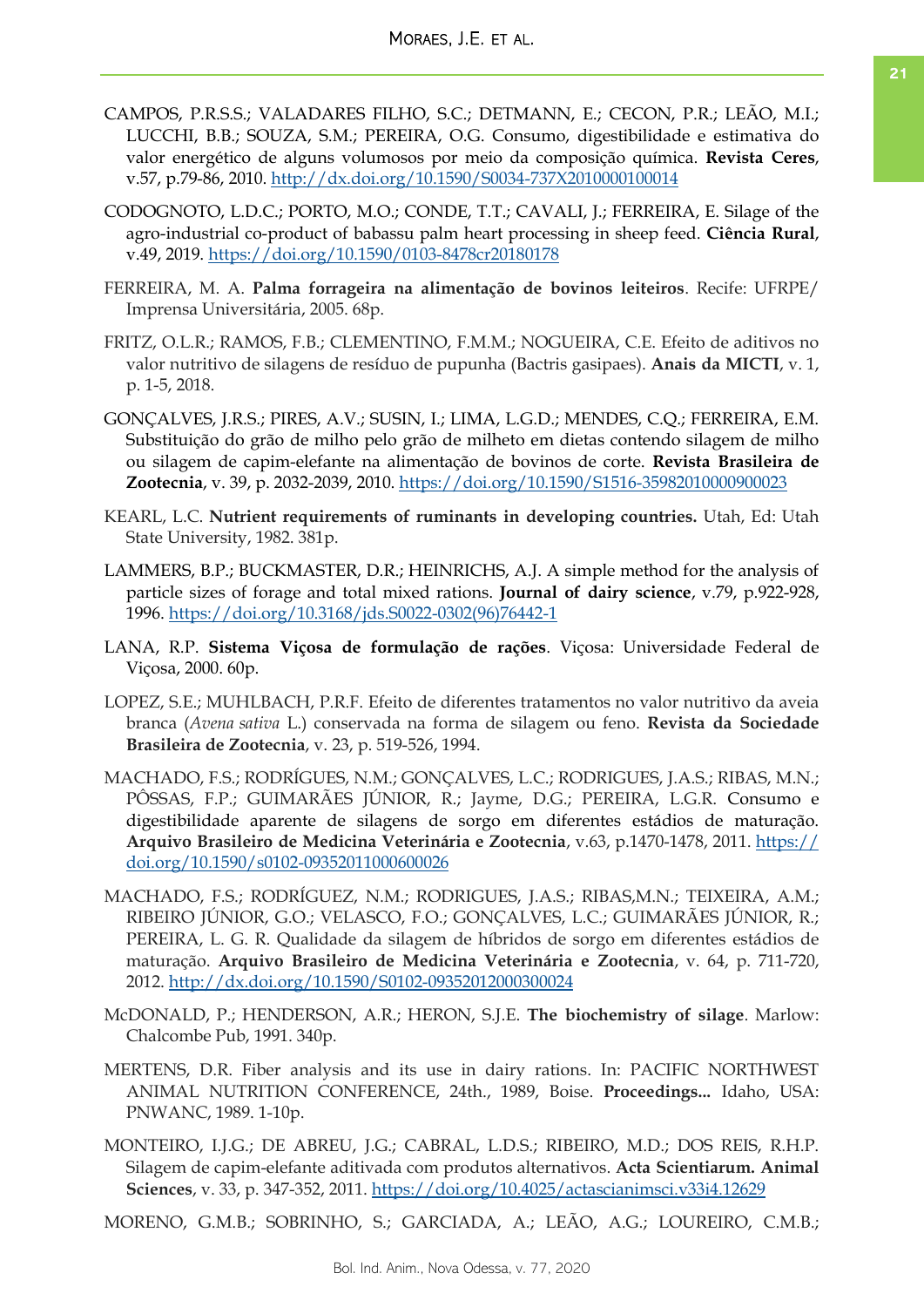CAMPOS, P.R.S.S.; VALADARES FILHO, S.C.; DETMANN, E.; CECON, P.R.; LEÃO, M.I.; LUCCHI, B.B.; SOUZA, S.M.; PEREIRA, O.G. Consumo, digestibilidade e estimativa do valor energético de alguns volumosos por meio da composição química. **Revista Ceres**, v.57, p.79-86, 2010. http://dx.doi.org/10.1590/S0034-737X2010000100014

CODOGNOTO, L.D.C.; PORTO, M.O.; CONDE, T.T.; CAVALI, J.; FERREIRA, E. Silage of the agro-industrial co-product of babassu palm heart processing in sheep feed. **Ciência Rural**, v.49, 2019. https://doi.org/10.1590/0103-8478cr20180178

FERREIRA, M. A. **Palma forrageira na alimentação de bovinos leiteiros**. Recife: UFRPE/ Imprensa Universitária, 2005. 68p.

FRITZ, O.L.R.; RAMOS, F.B.; CLEMENTINO, F.M.M.; NOGUEIRA, C.E. Efeito de aditivos no valor nutritivo de silagens de resíduo de pupunha (Bactris gasipaes). **Anais da MICTI**, v. 1, p. 1-5, 2018.

GONÇALVES, J.R.S.; PIRES, A.V.; SUSIN, I.; LIMA, L.G.D.; MENDES, C.Q.; FERREIRA, E.M. Substituição do grão de milho pelo grão de milheto em dietas contendo silagem de milho ou silagem de capim-elefante na alimentação de bovinos de corte. **Revista Brasileira de Zootecnia**, v. 39, p. 2032-2039, 2010. https://doi.org/10.1590/S1516-35982010000900023

KEARL, L.C. **Nutrient requirements of ruminants in developing countries.** Utah, Ed: Utah State University, 1982. 381p.

LAMMERS, B.P.; BUCKMASTER, D.R.; HEINRICHS, A.J. A simple method for the analysis of particle sizes of forage and total mixed rations. **Journal of dairy science**, v.79, p.922-928, 1996. https://doi.org/10.3168/jds.S0022-0302(96)76442-1

LANA, R.P. **Sistema Viçosa de formulação de rações**. Viçosa: Universidade Federal de Viçosa, 2000. 60p.

LOPEZ, S.E.; MUHLBACH, P.R.F. Efeito de diferentes tratamentos no valor nutritivo da aveia branca (*Avena sativa* L.) conservada na forma de silagem ou feno. **Revista da Sociedade Brasileira de Zootecnia**, v. 23, p. 519-526, 1994.

MACHADO, F.S.; RODRÍGUES, N.M.; GONÇALVES, L.C.; RODRIGUES, J.A.S.; RIBAS, M.N.; PÔSSAS, F.P.; GUIMARÃES JÚNIOR, R.; Jayme, D.G.; PEREIRA, L.G.R. Consumo e digestibilidade aparente de silagens de sorgo em diferentes estádios de maturação. **Arquivo Brasileiro de Medicina Veterinária e Zootecnia**, v.63, p.1470-1478, 2011. https://doi.org/10.1590/s0102-09352011000600026

MACHADO, F.S.; RODRÍGUEZ, N.M.; RODRIGUES, J.A.S.; RIBAS,M.N.; TEIXEIRA, A.M.; RIBEIRO JÚNIOR, G.O.; VELASCO, F.O.; GONÇALVES, L.C.; GUIMARÃES JÚNIOR, R.; PEREIRA, L. G. R. Qualidade da silagem de híbridos de sorgo em diferentes estádios de maturação. **Arquivo Brasileiro de Medicina Veterinária e Zootecnia**, v. 64, p. 711-720, 2012. http://dx.doi.org/10.1590/S0102-09352012000300024

McDONALD, P.; HENDERSON, A.R.; HERON, S.J.E. **The biochemistry of silage**. Marlow: Chalcombe Pub, 1991. 340p.

MERTENS, D.R. Fiber analysis and its use in dairy rations. In: PACIFIC NORTHWEST ANIMAL NUTRITION CONFERENCE, 24th., 1989, Boise. **Proceedings...** Idaho, USA: PNWANC, 1989. 1-10p.

MONTEIRO, I.J.G.; DE ABREU, J.G.; CABRAL, L.D.S.; RIBEIRO, M.D.; DOS REIS, R.H.P. Silagem de capim-elefante aditivada com produtos alternativos. **Acta Scientiarum. Animal Sciences**, v. 33, p. 347-352, 2011. https://doi.org/10.4025/actascianimsci.v33i4.12629

MORENO, G.M.B.; SOBRINHO, S.; GARCIADA, A.; LEÃO, A.G.; LOUREIRO, C.M.B.;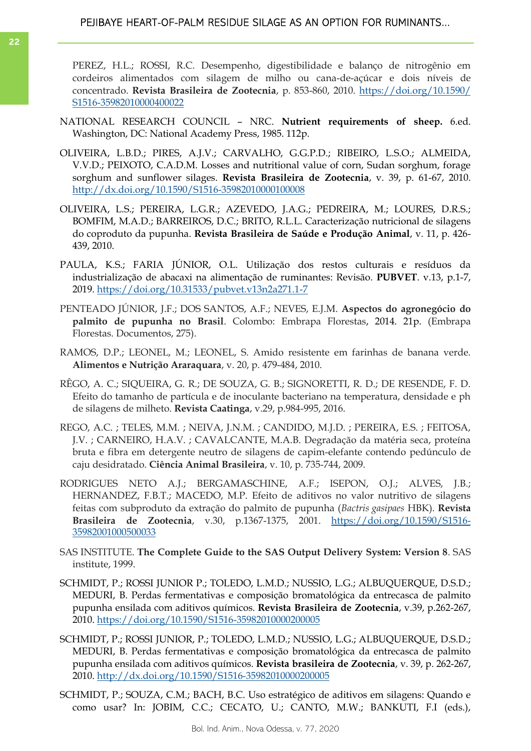PEREZ, H.L.; ROSSI, R.C. Desempenho, digestibilidade e balanço de nitrogênio em cordeiros alimentados com silagem de milho ou cana-de-açúcar e dois níveis de concentrado. **Revista Brasileira de Zootecnia**, p. 853-860, 2010. https://doi.org/10.1590/S1516-35982010000400022

NATIONAL RESEARCH COUNCIL – NRC. **Nutrient requirements of sheep.** 6.ed. Washington, DC: National Academy Press, 1985. 112p.

OLIVEIRA, L.B.D.; PIRES, A.J.V.; CARVALHO, G.G.P.D.; RIBEIRO, L.S.O.; ALMEIDA, V.V.D.; PEIXOTO, C.A.D.M. Losses and nutritional value of corn, Sudan sorghum, forage sorghum and sunflower silages. **Revista Brasileira de Zootecnia**, v. 39, p. 61-67, 2010. http://dx.doi.org/10.1590/S1516-35982010000100008

OLIVEIRA, L.S.; PEREIRA, L.G.R.; AZEVEDO, J.A.G.; PEDREIRA, M.; LOURES, D.R.S.; BOMFIM, M.A.D.; BARREIROS, D.C.; BRITO, R.L.L. Caracterização nutricional de silagens do coproduto da pupunha. **Revista Brasileira de Saúde e Produção Animal**, v. 11, p. 426-439, 2010.

PAULA, K.S.; FARIA JÚNIOR, O.L. Utilização dos restos culturais e resíduos da industrialização de abacaxi na alimentação de ruminantes: Revisão. **PUBVET**. v.13, p.1-7, 2019. https://doi.org/10.31533/pubvet.v13n2a271.1-7

PENTEADO JÚNIOR, J.F.; DOS SANTOS, A.F.; NEVES, E.J.M. **Aspectos do agronegócio do palmito de pupunha no Brasil**. Colombo: Embrapa Florestas, 2014. 21p. (Embrapa Florestas. Documentos, 275).

RAMOS, D.P.; LEONEL, M.; LEONEL, S. Amido resistente em farinhas de banana verde. **Alimentos e Nutrição Araraquara**, v. 20, p. 479-484, 2010.

RÊGO, A. C.; SIQUEIRA, G. R.; DE SOUZA, G. B.; SIGNORETTI, R. D.; DE RESENDE, F. D. Efeito do tamanho de partícula e de inoculante bacteriano na temperatura, densidade e ph de silagens de milheto. **Revista Caatinga**, v.29, p.984-995, 2016.

REGO, A.C. ; TELES, M.M. ; NEIVA, J.N.M. ; CANDIDO, M.J.D. ; PEREIRA, E.S. ; FEITOSA, J.V. ; CARNEIRO, H.A.V. ; CAVALCANTE, M.A.B. Degradação da matéria seca, proteína bruta e fibra em detergente neutro de silagens de capim-elefante contendo pedúnculo de caju desidratado. **Ciência Animal Brasileira**, v. 10, p. 735-744, 2009.

RODRIGUES NETO A.J.; BERGAMASCHINE, A.F.; ISEPON, O.J.; ALVES, J.B.; HERNANDEZ, F.B.T.; MACEDO, M.P. Efeito de aditivos no valor nutritivo de silagens feitas com subproduto da extração do palmito de pupunha (*Bactris gasipaes* HBK). **Revista Brasileira de Zootecnia**, v.30, p.1367-1375, 2001. https://doi.org/10.1590/S1516-35982001000500033

SAS INSTITUTE. **The Complete Guide to the SAS Output Delivery System: Version 8**. SAS institute, 1999.

SCHMIDT, P.; ROSSI JUNIOR P.; TOLEDO, L.M.D.; NUSSIO, L.G.; ALBUQUERQUE, D.S.D.; MEDURI, B. Perdas fermentativas e composição bromatológica da entrecasca de palmito pupunha ensilada com aditivos químicos. **Revista Brasileira de Zootecnia**, v.39, p.262-267, 2010. https://doi.org/10.1590/S1516-35982010000200005

SCHMIDT, P.; ROSSI JUNIOR, P.; TOLEDO, L.M.D.; NUSSIO, L.G.; ALBUQUERQUE, D.S.D.; MEDURI, B. Perdas fermentativas e composição bromatológica da entrecasca de palmito pupunha ensilada com aditivos químicos. **Revista brasileira de Zootecnia**, v. 39, p. 262-267, 2010. http://dx.doi.org/10.1590/S1516-35982010000200005

SCHMIDT, P.; SOUZA, C.M.; BACH, B.C. Uso estratégico de aditivos em silagens: Quando e como usar? In: JOBIM, C.C.; CECATO, U.; CANTO, M.W.; BANKUTI, F.I (eds.),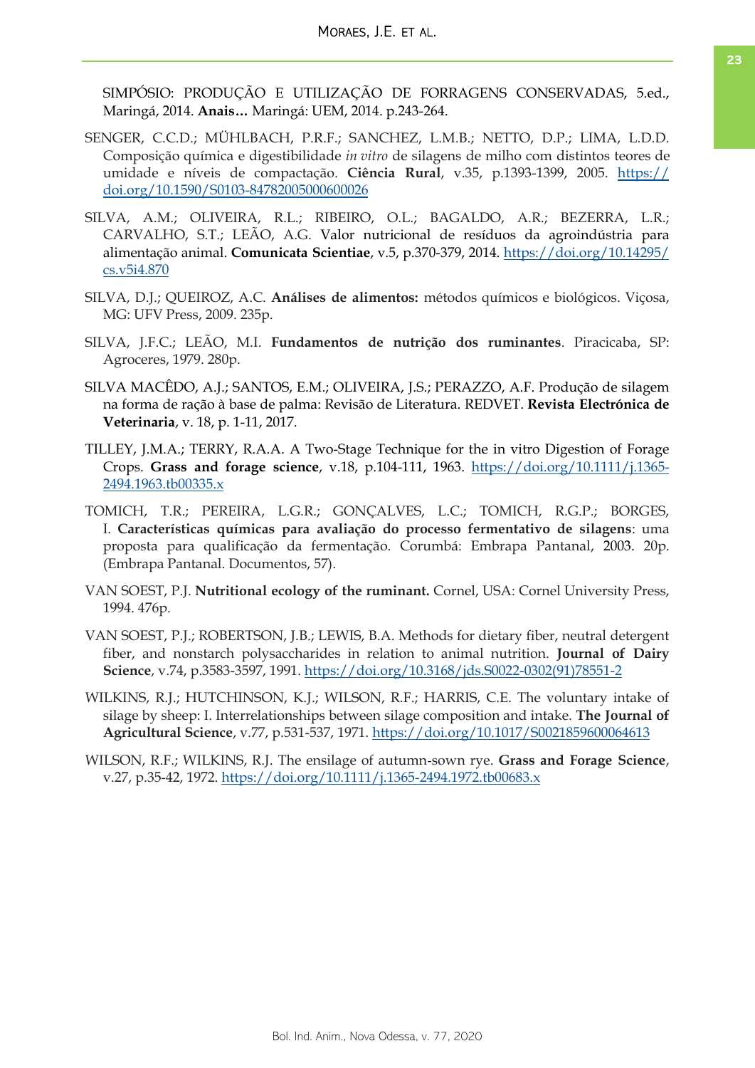SIMPÓSIO: PRODUÇÃO E UTILIZAÇÃO DE FORRAGENS CONSERVADAS, 5.ed., Maringá, 2014. **Anais...** Maringá: UEM, 2014. p.243-264.

SENGER, C.C.D.; MÜHLBACH, P.R.F.; SANCHEZ, L.M.B.; NETTO, D.P.; LIMA, L.D.D. Composição química e digestibilidade *in vitro* de silagens de milho com distintos teores de umidade e níveis de compactação. **Ciência Rural**, v.35, p.1393-1399, 2005. https://doi.org/10.1590/S0103-84782005000600026

SILVA, A.M.; OLIVEIRA, R.L.; RIBEIRO, O.L.; BAGALDO, A.R.; BEZERRA, L.R.; CARVALHO, S.T.; LEÃO, A.G. Valor nutricional de resíduos da agroindústria para alimentação animal. **Comunicata Scientiae**, v.5, p.370-379, 2014. https://doi.org/10.14295/cs.v5i4.870

SILVA, D.J.; QUEIROZ, A.C. **Análises de alimentos:** métodos químicos e biológicos. Viçosa, MG: UFV Press, 2009. 235p.

SILVA, J.F.C.; LEÃO, M.I. **Fundamentos de nutrição dos ruminantes**. Piracicaba, SP: Agroceres, 1979. 280p.

SILVA MACÊDO, A.J.; SANTOS, E.M.; OLIVEIRA, J.S.; PERAZZO, A.F. Produção de silagem na forma de ração à base de palma: Revisão de Literatura. REDVET. **Revista Electrónica de Veterinaria**, v. 18, p. 1-11, 2017.

TILLEY, J.M.A.; TERRY, R.A.A. A Two-Stage Technique for the in vitro Digestion of Forage Crops. **Grass and forage science**, v.18, p.104-111, 1963. https://doi.org/10.1111/j.1365-2494.1963.tb00335.x

TOMICH, T.R.; PEREIRA, L.G.R.; GONÇALVES, L.C.; TOMICH, R.G.P.; BORGES, I. **Características químicas para avaliação do processo fermentativo de silagens**: uma proposta para qualificação da fermentação. Corumbá: Embrapa Pantanal, 2003. 20p. (Embrapa Pantanal. Documentos, 57).

VAN SOEST, P.J. **Nutritional ecology of the ruminant.** Cornel, USA: Cornel University Press, 1994. 476p.

VAN SOEST, P.J.; ROBERTSON, J.B.; LEWIS, B.A. Methods for dietary fiber, neutral detergent fiber, and nonstarch polysaccharides in relation to animal nutrition. **Journal of Dairy Science**, v.74, p.3583-3597, 1991. https://doi.org/10.3168/jds.S0022-0302(91)78551-2

WILKINS, R.J.; HUTCHINSON, K.J.; WILSON, R.F.; HARRIS, C.E. The voluntary intake of silage by sheep: I. Interrelationships between silage composition and intake. **The Journal of Agricultural Science**, v.77, p.531-537, 1971. https://doi.org/10.1017/S0021859600064613

WILSON, R.F.; WILKINS, R.J. The ensilage of autumn-sown rye. **Grass and Forage Science**, v.27, p.35-42, 1972. https://doi.org/10.1111/j.1365-2494.1972.tb00683.x